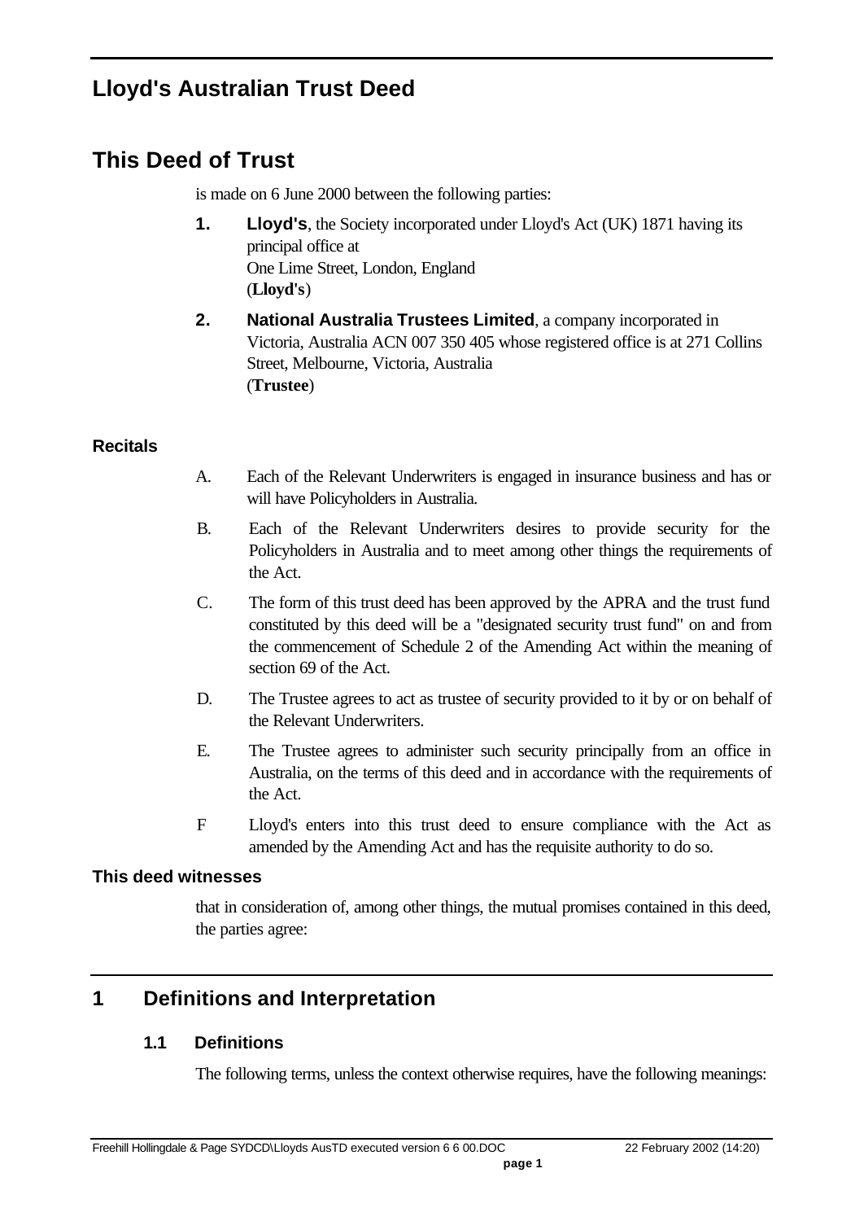# Lloyd's Australian Trust Deed

# This Deed of Trust

is made on 6 June 2000 between the following parties:

1. **Lloyd's**, the Society incorporated under Lloyd's Act (UK) 1871 having its principal office at
   One Lime Street, London, England
   (**Lloyd's**)

2. **National Australia Trustees Limited**, a company incorporated in Victoria, Australia ACN 007 350 405 whose registered office is at 271 Collins Street, Melbourne, Victoria, Australia
   (**Trustee**)

### Recitals

A. Each of the Relevant Underwriters is engaged in insurance business and has or will have Policyholders in Australia.

B. Each of the Relevant Underwriters desires to provide security for the Policyholders in Australia and to meet among other things the requirements of the Act.

C. The form of this trust deed has been approved by the APRA and the trust fund constituted by this deed will be a "designated security trust fund" on and from the commencement of Schedule 2 of the Amending Act within the meaning of section 69 of the Act.

D. The Trustee agrees to act as trustee of security provided to it by or on behalf of the Relevant Underwriters.

E. The Trustee agrees to administer such security principally from an office in Australia, on the terms of this deed and in accordance with the requirements of the Act.

F Lloyd's enters into this trust deed to ensure compliance with the Act as amended by the Amending Act and has the requisite authority to do so.

### This deed witnesses

that in consideration of, among other things, the mutual promises contained in this deed, the parties agree:

## 1 Definitions and Interpretation

### 1.1 Definitions

The following terms, unless the context otherwise requires, have the following meanings: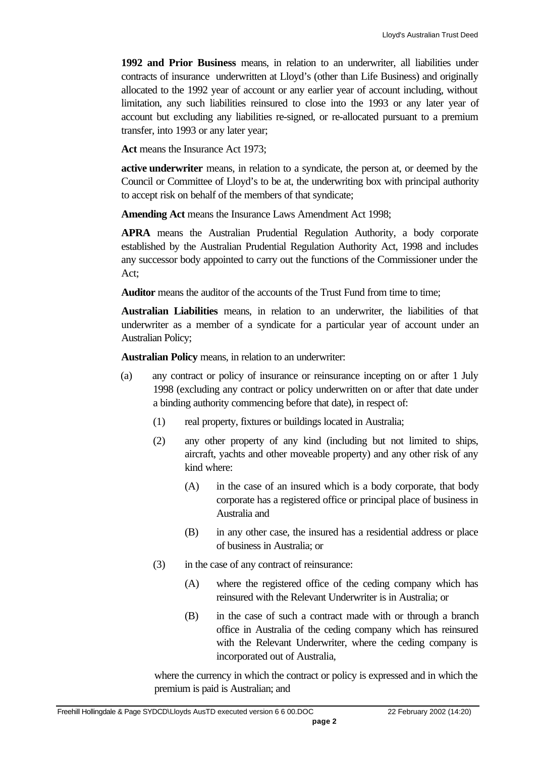**1992 and Prior Business** means, in relation to an underwriter, all liabilities under contracts of insurance underwritten at Lloyd's (other than Life Business) and originally allocated to the 1992 year of account or any earlier year of account including, without limitation, any such liabilities reinsured to close into the 1993 or any later year of account but excluding any liabilities re-signed, or re-allocated pursuant to a premium transfer, into 1993 or any later year;

**Act** means the Insurance Act 1973;

**active underwriter** means, in relation to a syndicate, the person at, or deemed by the Council or Committee of Lloyd's to be at, the underwriting box with principal authority to accept risk on behalf of the members of that syndicate;

**Amending Act** means the Insurance Laws Amendment Act 1998;

**APRA** means the Australian Prudential Regulation Authority, a body corporate established by the Australian Prudential Regulation Authority Act, 1998 and includes any successor body appointed to carry out the functions of the Commissioner under the Act;

**Auditor** means the auditor of the accounts of the Trust Fund from time to time;

**Australian Liabilities** means, in relation to an underwriter, the liabilities of that underwriter as a member of a syndicate for a particular year of account under an Australian Policy;

**Australian Policy** means, in relation to an underwriter:

(a) any contract or policy of insurance or reinsurance incepting on or after 1 July 1998 (excluding any contract or policy underwritten on or after that date under a binding authority commencing before that date), in respect of:

  (1) real property, fixtures or buildings located in Australia;

  (2) any other property of any kind (including but not limited to ships, aircraft, yachts and other moveable property) and any other risk of any kind where:

    (A) in the case of an insured which is a body corporate, that body corporate has a registered office or principal place of business in Australia and

    (B) in any other case, the insured has a residential address or place of business in Australia; or

  (3) in the case of any contract of reinsurance:

    (A) where the registered office of the ceding company which has reinsured with the Relevant Underwriter is in Australia; or

    (B) in the case of such a contract made with or through a branch office in Australia of the ceding company which has reinsured with the Relevant Underwriter, where the ceding company is incorporated out of Australia,

where the currency in which the contract or policy is expressed and in which the premium is paid is Australian; and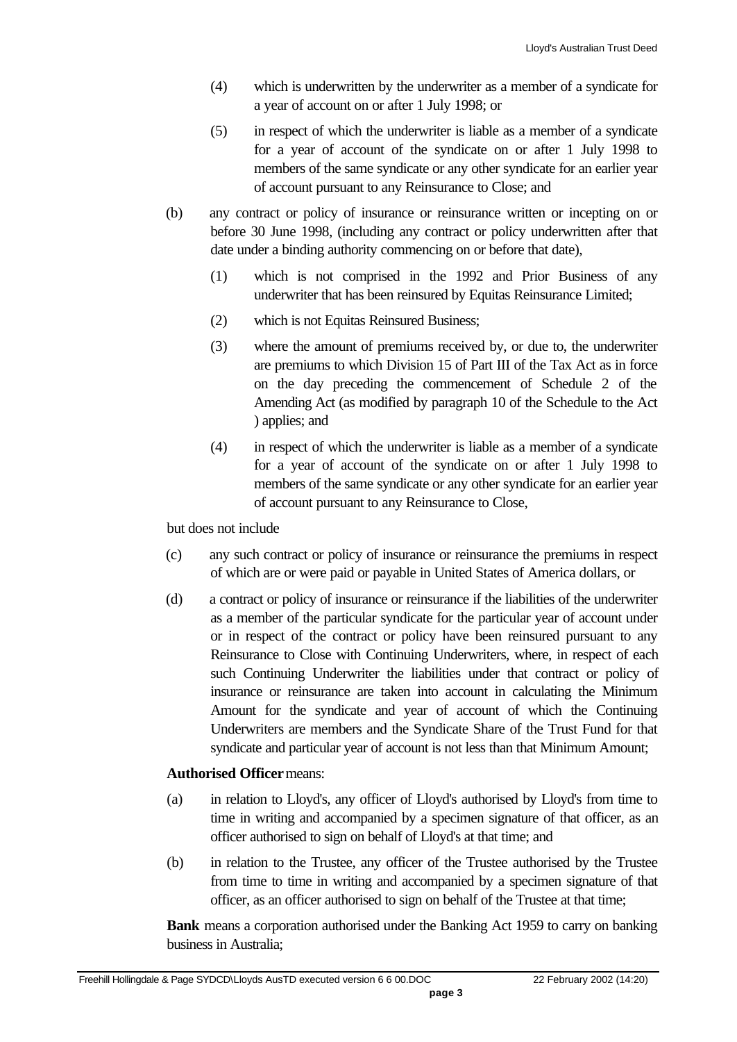(4) which is underwritten by the underwriter as a member of a syndicate for a year of account on or after 1 July 1998; or

(5) in respect of which the underwriter is liable as a member of a syndicate for a year of account of the syndicate on or after 1 July 1998 to members of the same syndicate or any other syndicate for an earlier year of account pursuant to any Reinsurance to Close; and

(b) any contract or policy of insurance or reinsurance written or incepting on or before 30 June 1998, (including any contract or policy underwritten after that date under a binding authority commencing on or before that date),

(1) which is not comprised in the 1992 and Prior Business of any underwriter that has been reinsured by Equitas Reinsurance Limited;

(2) which is not Equitas Reinsured Business;

(3) where the amount of premiums received by, or due to, the underwriter are premiums to which Division 15 of Part III of the Tax Act as in force on the day preceding the commencement of Schedule 2 of the Amending Act (as modified by paragraph 10 of the Schedule to the Act ) applies; and

(4) in respect of which the underwriter is liable as a member of a syndicate for a year of account of the syndicate on or after 1 July 1998 to members of the same syndicate or any other syndicate for an earlier year of account pursuant to any Reinsurance to Close,

but does not include

(c) any such contract or policy of insurance or reinsurance the premiums in respect of which are or were paid or payable in United States of America dollars, or

(d) a contract or policy of insurance or reinsurance if the liabilities of the underwriter as a member of the particular syndicate for the particular year of account under or in respect of the contract or policy have been reinsured pursuant to any Reinsurance to Close with Continuing Underwriters, where, in respect of each such Continuing Underwriter the liabilities under that contract or policy of insurance or reinsurance are taken into account in calculating the Minimum Amount for the syndicate and year of account of which the Continuing Underwriters are members and the Syndicate Share of the Trust Fund for that syndicate and particular year of account is not less than that Minimum Amount;

**Authorised Officer** means:

(a) in relation to Lloyd's, any officer of Lloyd's authorised by Lloyd's from time to time in writing and accompanied by a specimen signature of that officer, as an officer authorised to sign on behalf of Lloyd's at that time; and

(b) in relation to the Trustee, any officer of the Trustee authorised by the Trustee from time to time in writing and accompanied by a specimen signature of that officer, as an officer authorised to sign on behalf of the Trustee at that time;

**Bank** means a corporation authorised under the Banking Act 1959 to carry on banking business in Australia;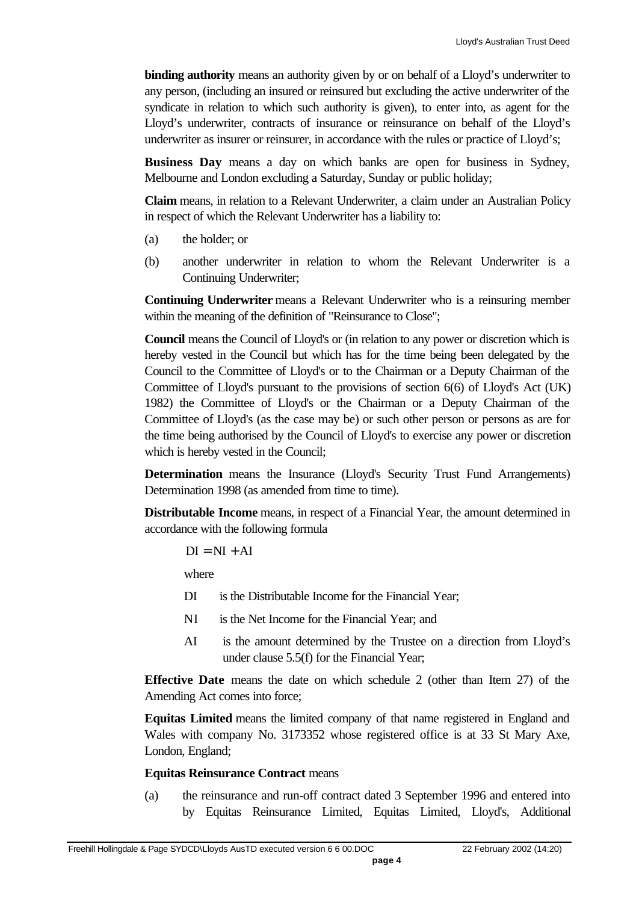**binding authority** means an authority given by or on behalf of a Lloyd's underwriter to any person, (including an insured or reinsured but excluding the active underwriter of the syndicate in relation to which such authority is given), to enter into, as agent for the Lloyd's underwriter, contracts of insurance or reinsurance on behalf of the Lloyd's underwriter as insurer or reinsurer, in accordance with the rules or practice of Lloyd's;

**Business Day** means a day on which banks are open for business in Sydney, Melbourne and London excluding a Saturday, Sunday or public holiday;

**Claim** means, in relation to a Relevant Underwriter, a claim under an Australian Policy in respect of which the Relevant Underwriter has a liability to:

(a) the holder; or

(b) another underwriter in relation to whom the Relevant Underwriter is a Continuing Underwriter;

**Continuing Underwriter** means a Relevant Underwriter who is a reinsuring member within the meaning of the definition of "Reinsurance to Close";

**Council** means the Council of Lloyd's or (in relation to any power or discretion which is hereby vested in the Council but which has for the time being been delegated by the Council to the Committee of Lloyd's or to the Chairman or a Deputy Chairman of the Committee of Lloyd's pursuant to the provisions of section 6(6) of Lloyd's Act (UK) 1982) the Committee of Lloyd's or the Chairman or a Deputy Chairman of the Committee of Lloyd's (as the case may be) or such other person or persons as are for the time being authorised by the Council of Lloyd's to exercise any power or discretion which is hereby vested in the Council;

**Determination** means the Insurance (Lloyd's Security Trust Fund Arrangements) Determination 1998 (as amended from time to time).

**Distributable Income** means, in respect of a Financial Year, the amount determined in accordance with the following formula

$$DI = NI + AI$$

where

DI is the Distributable Income for the Financial Year;

NI is the Net Income for the Financial Year; and

AI is the amount determined by the Trustee on a direction from Lloyd's under clause 5.5(f) for the Financial Year;

**Effective Date** means the date on which schedule 2 (other than Item 27) of the Amending Act comes into force;

**Equitas Limited** means the limited company of that name registered in England and Wales with company No. 3173352 whose registered office is at 33 St Mary Axe, London, England;

**Equitas Reinsurance Contract** means

(a) the reinsurance and run-off contract dated 3 September 1996 and entered into by Equitas Reinsurance Limited, Equitas Limited, Lloyd's, Additional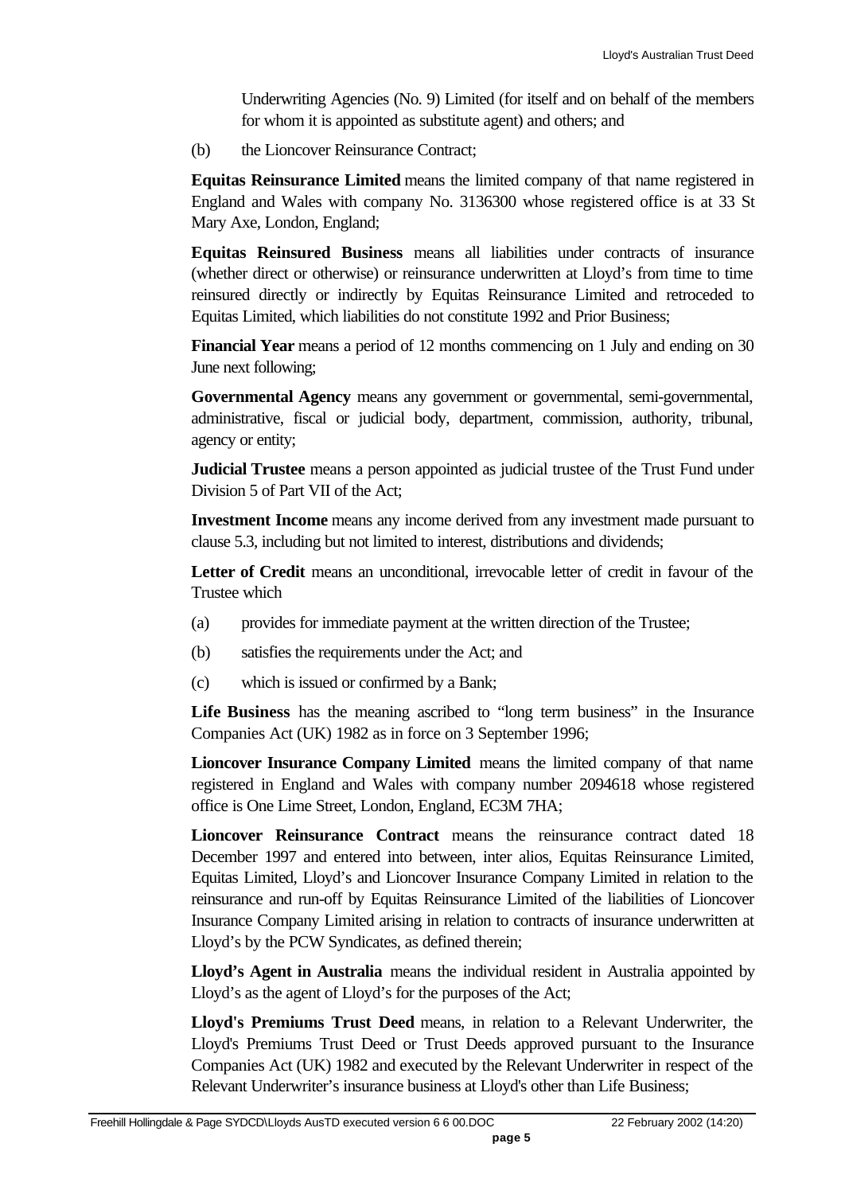Underwriting Agencies (No. 9) Limited (for itself and on behalf of the members for whom it is appointed as substitute agent) and others; and

(b) the Lioncover Reinsurance Contract;

**Equitas Reinsurance Limited** means the limited company of that name registered in England and Wales with company No. 3136300 whose registered office is at 33 St Mary Axe, London, England;

**Equitas Reinsured Business** means all liabilities under contracts of insurance (whether direct or otherwise) or reinsurance underwritten at Lloyd's from time to time reinsured directly or indirectly by Equitas Reinsurance Limited and retroceded to Equitas Limited, which liabilities do not constitute 1992 and Prior Business;

**Financial Year** means a period of 12 months commencing on 1 July and ending on 30 June next following;

**Governmental Agency** means any government or governmental, semi-governmental, administrative, fiscal or judicial body, department, commission, authority, tribunal, agency or entity;

**Judicial Trustee** means a person appointed as judicial trustee of the Trust Fund under Division 5 of Part VII of the Act;

**Investment Income** means any income derived from any investment made pursuant to clause 5.3, including but not limited to interest, distributions and dividends;

**Letter of Credit** means an unconditional, irrevocable letter of credit in favour of the Trustee which

(a) provides for immediate payment at the written direction of the Trustee;

(b) satisfies the requirements under the Act; and

(c) which is issued or confirmed by a Bank;

**Life Business** has the meaning ascribed to "long term business" in the Insurance Companies Act (UK) 1982 as in force on 3 September 1996;

**Lioncover Insurance Company Limited** means the limited company of that name registered in England and Wales with company number 2094618 whose registered office is One Lime Street, London, England, EC3M 7HA;

**Lioncover Reinsurance Contract** means the reinsurance contract dated 18 December 1997 and entered into between, inter alios, Equitas Reinsurance Limited, Equitas Limited, Lloyd's and Lioncover Insurance Company Limited in relation to the reinsurance and run-off by Equitas Reinsurance Limited of the liabilities of Lioncover Insurance Company Limited arising in relation to contracts of insurance underwritten at Lloyd's by the PCW Syndicates, as defined therein;

**Lloyd's Agent in Australia** means the individual resident in Australia appointed by Lloyd's as the agent of Lloyd's for the purposes of the Act;

**Lloyd's Premiums Trust Deed** means, in relation to a Relevant Underwriter, the Lloyd's Premiums Trust Deed or Trust Deeds approved pursuant to the Insurance Companies Act (UK) 1982 and executed by the Relevant Underwriter in respect of the Relevant Underwriter's insurance business at Lloyd's other than Life Business;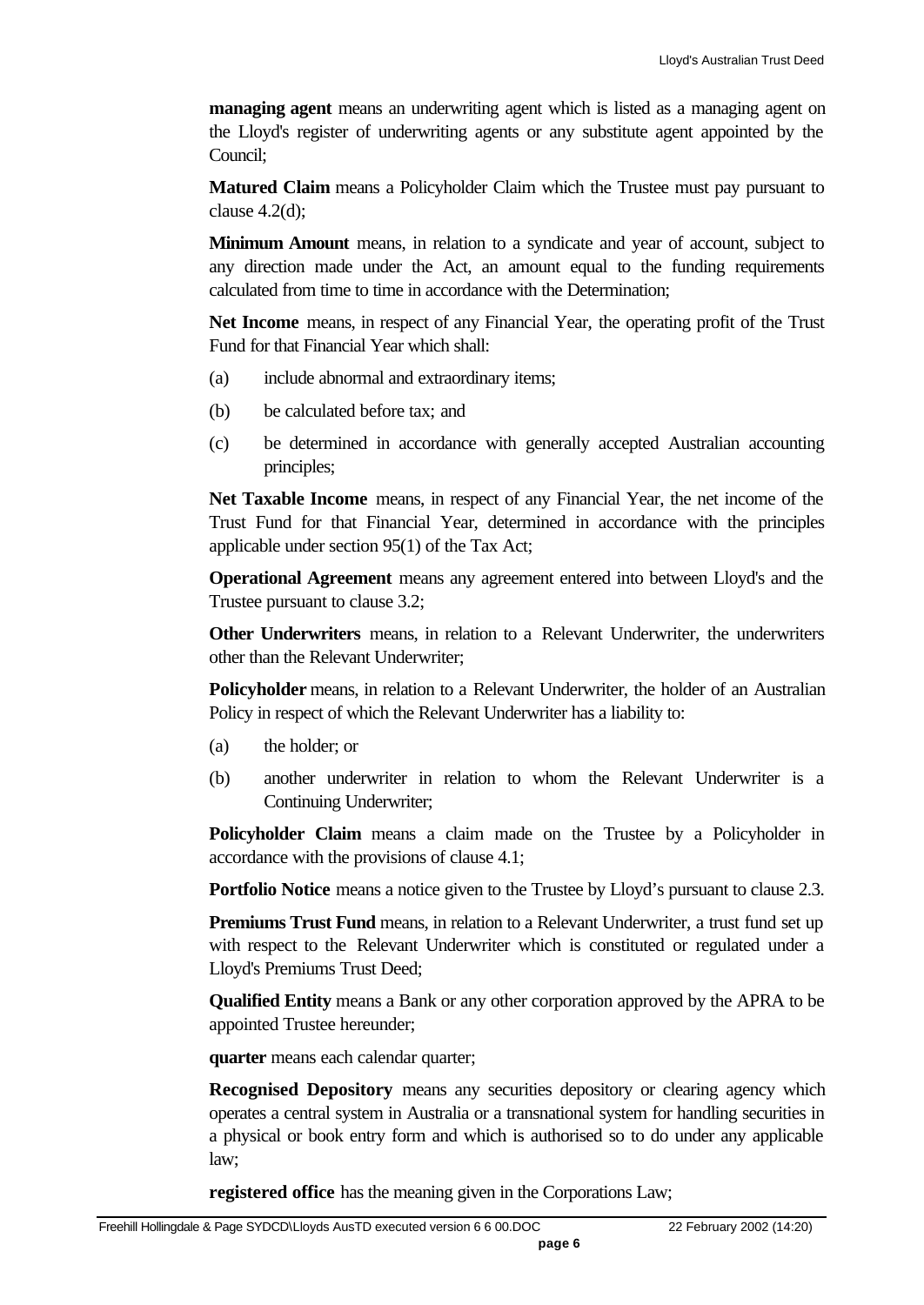**managing agent** means an underwriting agent which is listed as a managing agent on the Lloyd's register of underwriting agents or any substitute agent appointed by the Council;

**Matured Claim** means a Policyholder Claim which the Trustee must pay pursuant to clause 4.2(d);

**Minimum Amount** means, in relation to a syndicate and year of account, subject to any direction made under the Act, an amount equal to the funding requirements calculated from time to time in accordance with the Determination;

**Net Income** means, in respect of any Financial Year, the operating profit of the Trust Fund for that Financial Year which shall:

(a) include abnormal and extraordinary items;

(b) be calculated before tax; and

(c) be determined in accordance with generally accepted Australian accounting principles;

**Net Taxable Income** means, in respect of any Financial Year, the net income of the Trust Fund for that Financial Year, determined in accordance with the principles applicable under section 95(1) of the Tax Act;

**Operational Agreement** means any agreement entered into between Lloyd's and the Trustee pursuant to clause 3.2;

**Other Underwriters** means, in relation to a Relevant Underwriter, the underwriters other than the Relevant Underwriter;

**Policyholder** means, in relation to a Relevant Underwriter, the holder of an Australian Policy in respect of which the Relevant Underwriter has a liability to:

(a) the holder; or

(b) another underwriter in relation to whom the Relevant Underwriter is a Continuing Underwriter;

**Policyholder Claim** means a claim made on the Trustee by a Policyholder in accordance with the provisions of clause 4.1;

**Portfolio Notice** means a notice given to the Trustee by Lloyd's pursuant to clause 2.3.

**Premiums Trust Fund** means, in relation to a Relevant Underwriter, a trust fund set up with respect to the Relevant Underwriter which is constituted or regulated under a Lloyd's Premiums Trust Deed;

**Qualified Entity** means a Bank or any other corporation approved by the APRA to be appointed Trustee hereunder;

**quarter** means each calendar quarter;

**Recognised Depository** means any securities depository or clearing agency which operates a central system in Australia or a transnational system for handling securities in a physical or book entry form and which is authorised so to do under any applicable law;

**registered office** has the meaning given in the Corporations Law;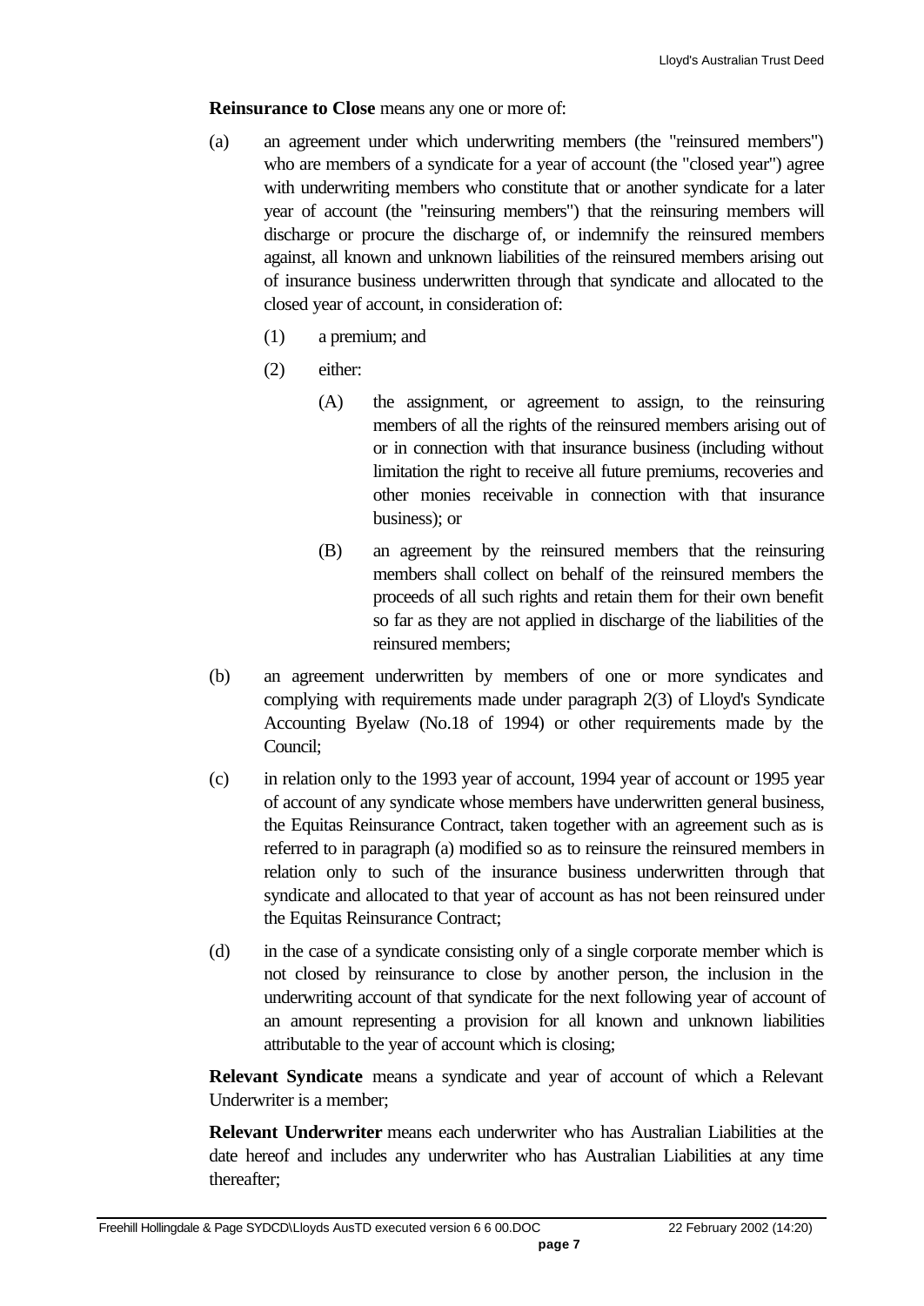**Reinsurance to Close** means any one or more of:

(a) an agreement under which underwriting members (the "reinsured members") who are members of a syndicate for a year of account (the "closed year") agree with underwriting members who constitute that or another syndicate for a later year of account (the "reinsuring members") that the reinsuring members will discharge or procure the discharge of, or indemnify the reinsured members against, all known and unknown liabilities of the reinsured members arising out of insurance business underwritten through that syndicate and allocated to the closed year of account, in consideration of:

  (1) a premium; and

  (2) either:

    (A) the assignment, or agreement to assign, to the reinsuring members of all the rights of the reinsured members arising out of or in connection with that insurance business (including without limitation the right to receive all future premiums, recoveries and other monies receivable in connection with that insurance business); or

    (B) an agreement by the reinsured members that the reinsuring members shall collect on behalf of the reinsured members the proceeds of all such rights and retain them for their own benefit so far as they are not applied in discharge of the liabilities of the reinsured members;

(b) an agreement underwritten by members of one or more syndicates and complying with requirements made under paragraph 2(3) of Lloyd's Syndicate Accounting Byelaw (No.18 of 1994) or other requirements made by the Council;

(c) in relation only to the 1993 year of account, 1994 year of account or 1995 year of account of any syndicate whose members have underwritten general business, the Equitas Reinsurance Contract, taken together with an agreement such as is referred to in paragraph (a) modified so as to reinsure the reinsured members in relation only to such of the insurance business underwritten through that syndicate and allocated to that year of account as has not been reinsured under the Equitas Reinsurance Contract;

(d) in the case of a syndicate consisting only of a single corporate member which is not closed by reinsurance to close by another person, the inclusion in the underwriting account of that syndicate for the next following year of account of an amount representing a provision for all known and unknown liabilities attributable to the year of account which is closing;

**Relevant Syndicate** means a syndicate and year of account of which a Relevant Underwriter is a member;

**Relevant Underwriter** means each underwriter who has Australian Liabilities at the date hereof and includes any underwriter who has Australian Liabilities at any time thereafter;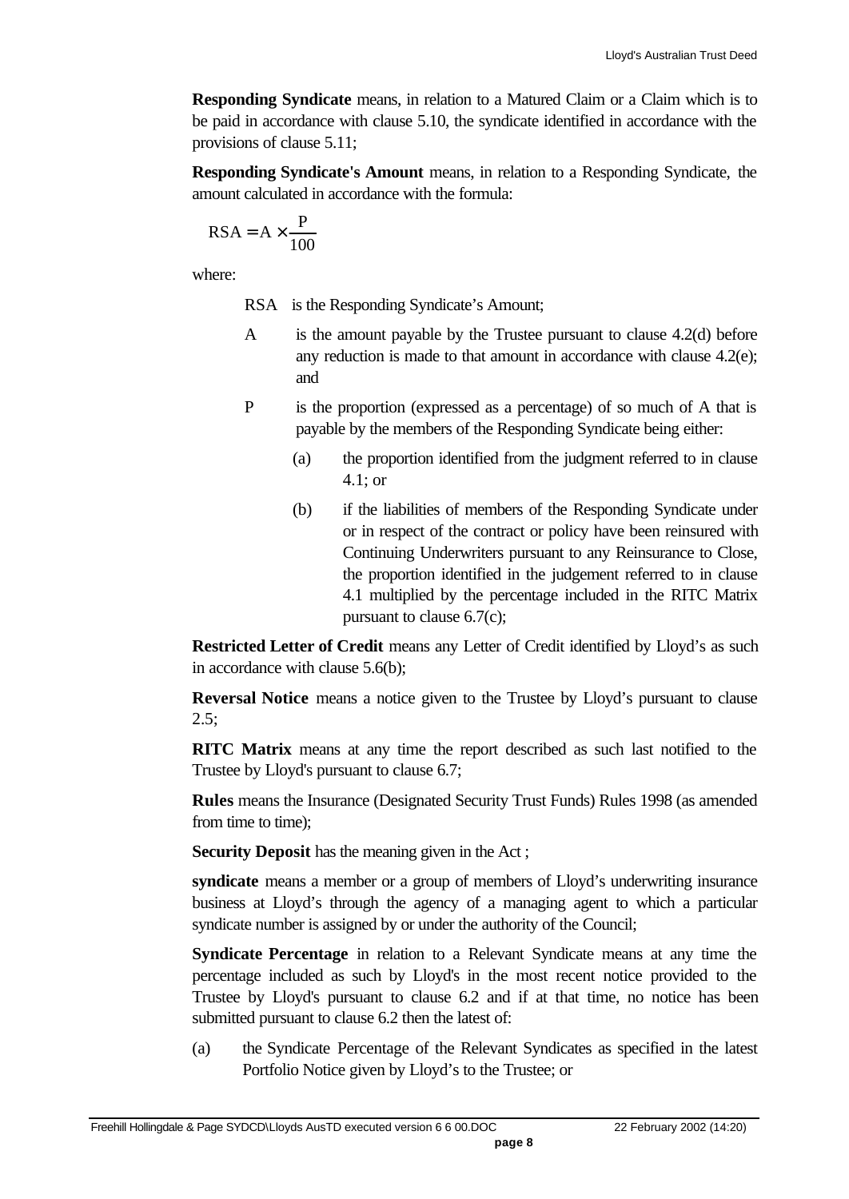**Responding Syndicate** means, in relation to a Matured Claim or a Claim which is to be paid in accordance with clause 5.10, the syndicate identified in accordance with the provisions of clause 5.11;

**Responding Syndicate's Amount** means, in relation to a Responding Syndicate, the amount calculated in accordance with the formula:

$$RSA = A \times \frac{P}{100}$$

where:

RSA is the Responding Syndicate's Amount;

A is the amount payable by the Trustee pursuant to clause 4.2(d) before any reduction is made to that amount in accordance with clause 4.2(e); and

P is the proportion (expressed as a percentage) of so much of A that is payable by the members of the Responding Syndicate being either:

(a) the proportion identified from the judgment referred to in clause 4.1; or

(b) if the liabilities of members of the Responding Syndicate under or in respect of the contract or policy have been reinsured with Continuing Underwriters pursuant to any Reinsurance to Close, the proportion identified in the judgement referred to in clause 4.1 multiplied by the percentage included in the RITC Matrix pursuant to clause 6.7(c);

**Restricted Letter of Credit** means any Letter of Credit identified by Lloyd's as such in accordance with clause 5.6(b);

**Reversal Notice** means a notice given to the Trustee by Lloyd's pursuant to clause 2.5;

**RITC Matrix** means at any time the report described as such last notified to the Trustee by Lloyd's pursuant to clause 6.7;

**Rules** means the Insurance (Designated Security Trust Funds) Rules 1998 (as amended from time to time);

**Security Deposit** has the meaning given in the Act ;

**syndicate** means a member or a group of members of Lloyd's underwriting insurance business at Lloyd's through the agency of a managing agent to which a particular syndicate number is assigned by or under the authority of the Council;

**Syndicate Percentage** in relation to a Relevant Syndicate means at any time the percentage included as such by Lloyd's in the most recent notice provided to the Trustee by Lloyd's pursuant to clause 6.2 and if at that time, no notice has been submitted pursuant to clause 6.2 then the latest of:

(a) the Syndicate Percentage of the Relevant Syndicates as specified in the latest Portfolio Notice given by Lloyd's to the Trustee; or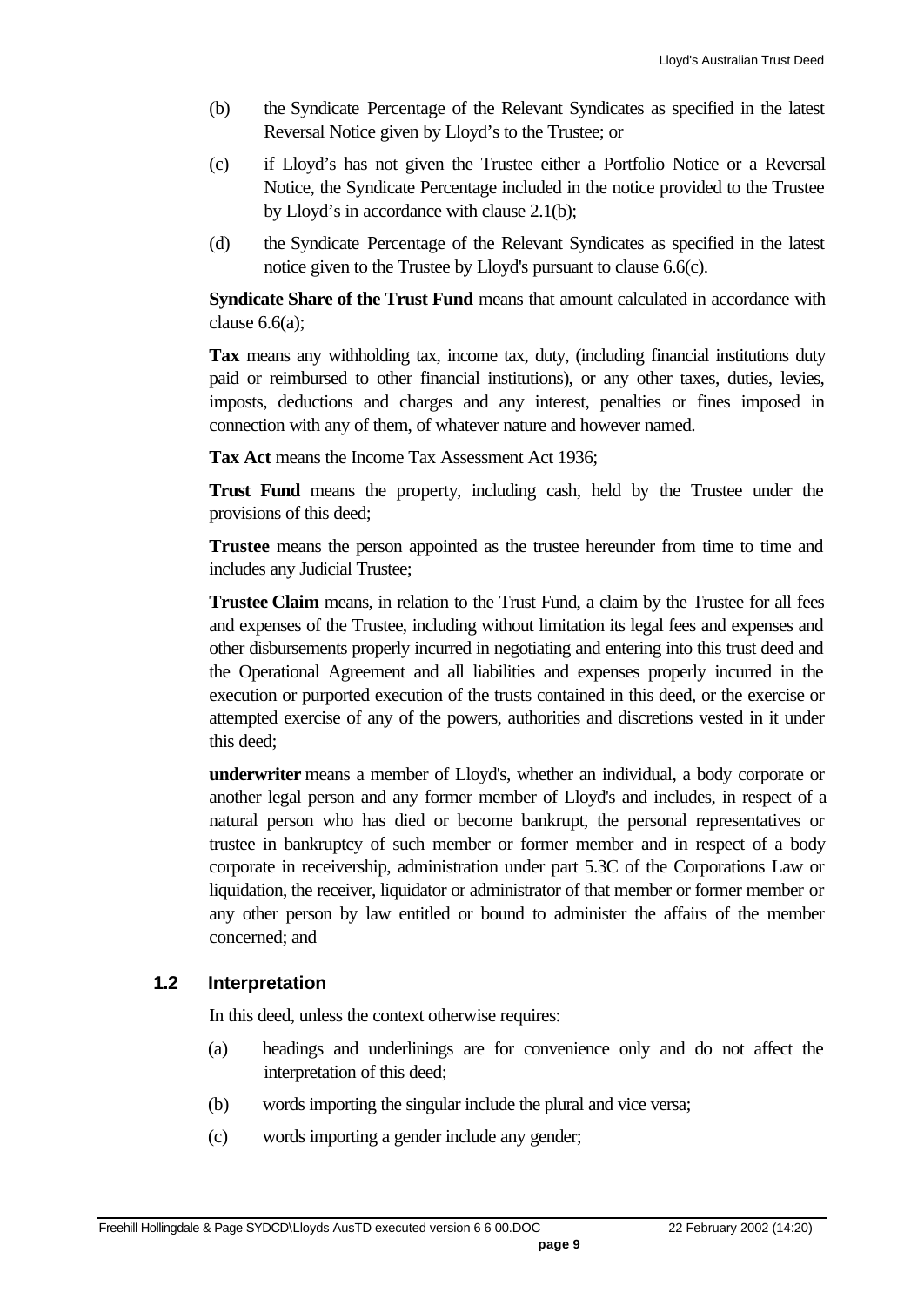(b) the Syndicate Percentage of the Relevant Syndicates as specified in the latest Reversal Notice given by Lloyd's to the Trustee; or

(c) if Lloyd's has not given the Trustee either a Portfolio Notice or a Reversal Notice, the Syndicate Percentage included in the notice provided to the Trustee by Lloyd's in accordance with clause 2.1(b);

(d) the Syndicate Percentage of the Relevant Syndicates as specified in the latest notice given to the Trustee by Lloyd's pursuant to clause 6.6(c).

**Syndicate Share of the Trust Fund** means that amount calculated in accordance with clause 6.6(a);

**Tax** means any withholding tax, income tax, duty, (including financial institutions duty paid or reimbursed to other financial institutions), or any other taxes, duties, levies, imposts, deductions and charges and any interest, penalties or fines imposed in connection with any of them, of whatever nature and however named.

**Tax Act** means the Income Tax Assessment Act 1936;

**Trust Fund** means the property, including cash, held by the Trustee under the provisions of this deed;

**Trustee** means the person appointed as the trustee hereunder from time to time and includes any Judicial Trustee;

**Trustee Claim** means, in relation to the Trust Fund, a claim by the Trustee for all fees and expenses of the Trustee, including without limitation its legal fees and expenses and other disbursements properly incurred in negotiating and entering into this trust deed and the Operational Agreement and all liabilities and expenses properly incurred in the execution or purported execution of the trusts contained in this deed, or the exercise or attempted exercise of any of the powers, authorities and discretions vested in it under this deed;

**underwriter** means a member of Lloyd's, whether an individual, a body corporate or another legal person and any former member of Lloyd's and includes, in respect of a natural person who has died or become bankrupt, the personal representatives or trustee in bankruptcy of such member or former member and in respect of a body corporate in receivership, administration under part 5.3C of the Corporations Law or liquidation, the receiver, liquidator or administrator of that member or former member or any other person by law entitled or bound to administer the affairs of the member concerned; and

### 1.2 Interpretation

In this deed, unless the context otherwise requires:

(a) headings and underlinings are for convenience only and do not affect the interpretation of this deed;

(b) words importing the singular include the plural and vice versa;

(c) words importing a gender include any gender;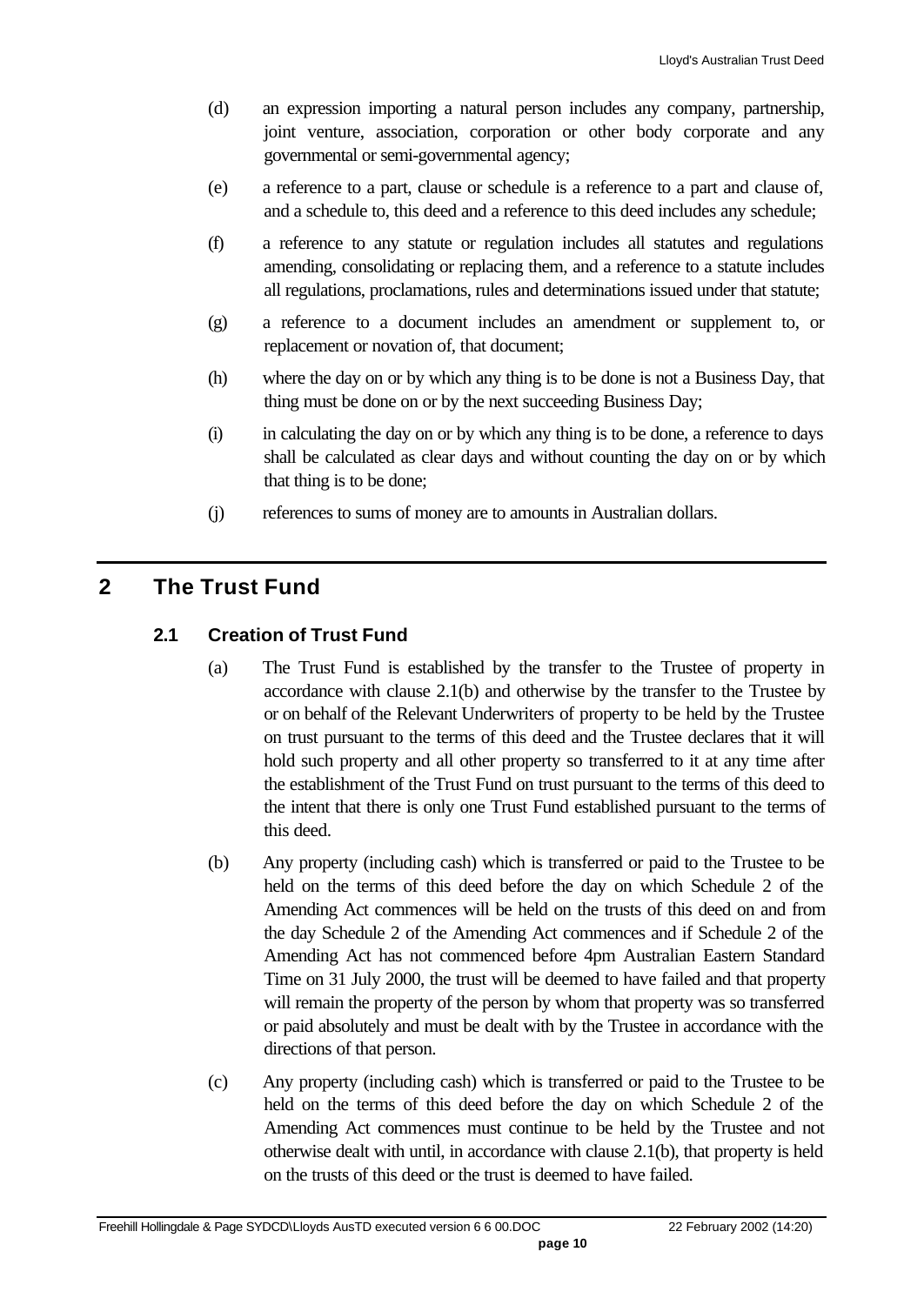(d) an expression importing a natural person includes any company, partnership, joint venture, association, corporation or other body corporate and any governmental or semi-governmental agency;

(e) a reference to a part, clause or schedule is a reference to a part and clause of, and a schedule to, this deed and a reference to this deed includes any schedule;

(f) a reference to any statute or regulation includes all statutes and regulations amending, consolidating or replacing them, and a reference to a statute includes all regulations, proclamations, rules and determinations issued under that statute;

(g) a reference to a document includes an amendment or supplement to, or replacement or novation of, that document;

(h) where the day on or by which any thing is to be done is not a Business Day, that thing must be done on or by the next succeeding Business Day;

(i) in calculating the day on or by which any thing is to be done, a reference to days shall be calculated as clear days and without counting the day on or by which that thing is to be done;

(j) references to sums of money are to amounts in Australian dollars.

## 2 The Trust Fund

### 2.1 Creation of Trust Fund

(a) The Trust Fund is established by the transfer to the Trustee of property in accordance with clause 2.1(b) and otherwise by the transfer to the Trustee by or on behalf of the Relevant Underwriters of property to be held by the Trustee on trust pursuant to the terms of this deed and the Trustee declares that it will hold such property and all other property so transferred to it at any time after the establishment of the Trust Fund on trust pursuant to the terms of this deed to the intent that there is only one Trust Fund established pursuant to the terms of this deed.

(b) Any property (including cash) which is transferred or paid to the Trustee to be held on the terms of this deed before the day on which Schedule 2 of the Amending Act commences will be held on the trusts of this deed on and from the day Schedule 2 of the Amending Act commences and if Schedule 2 of the Amending Act has not commenced before 4pm Australian Eastern Standard Time on 31 July 2000, the trust will be deemed to have failed and that property will remain the property of the person by whom that property was so transferred or paid absolutely and must be dealt with by the Trustee in accordance with the directions of that person.

(c) Any property (including cash) which is transferred or paid to the Trustee to be held on the terms of this deed before the day on which Schedule 2 of the Amending Act commences must continue to be held by the Trustee and not otherwise dealt with until, in accordance with clause 2.1(b), that property is held on the trusts of this deed or the trust is deemed to have failed.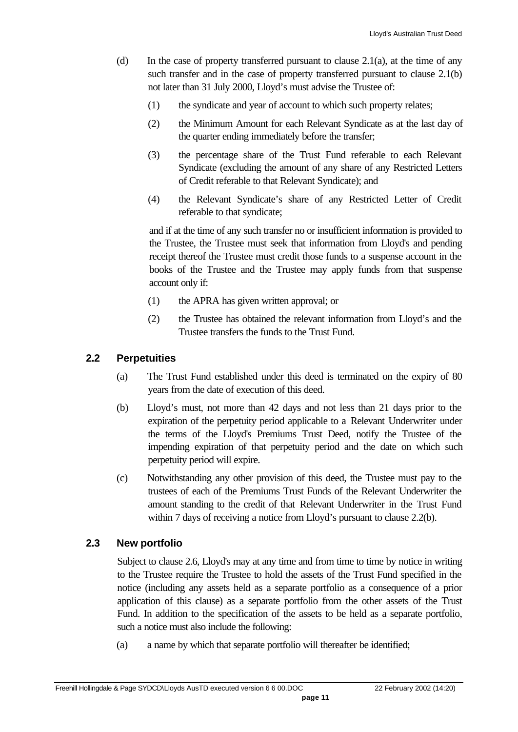(d) In the case of property transferred pursuant to clause 2.1(a), at the time of any such transfer and in the case of property transferred pursuant to clause 2.1(b) not later than 31 July 2000, Lloyd's must advise the Trustee of:

(1) the syndicate and year of account to which such property relates;

(2) the Minimum Amount for each Relevant Syndicate as at the last day of the quarter ending immediately before the transfer;

(3) the percentage share of the Trust Fund referable to each Relevant Syndicate (excluding the amount of any share of any Restricted Letters of Credit referable to that Relevant Syndicate); and

(4) the Relevant Syndicate's share of any Restricted Letter of Credit referable to that syndicate;

and if at the time of any such transfer no or insufficient information is provided to the Trustee, the Trustee must seek that information from Lloyd's and pending receipt thereof the Trustee must credit those funds to a suspense account in the books of the Trustee and the Trustee may apply funds from that suspense account only if:

(1) the APRA has given written approval; or

(2) the Trustee has obtained the relevant information from Lloyd's and the Trustee transfers the funds to the Trust Fund.

## 2.2 Perpetuities

(a) The Trust Fund established under this deed is terminated on the expiry of 80 years from the date of execution of this deed.

(b) Lloyd's must, not more than 42 days and not less than 21 days prior to the expiration of the perpetuity period applicable to a Relevant Underwriter under the terms of the Lloyd's Premiums Trust Deed, notify the Trustee of the impending expiration of that perpetuity period and the date on which such perpetuity period will expire.

(c) Notwithstanding any other provision of this deed, the Trustee must pay to the trustees of each of the Premiums Trust Funds of the Relevant Underwriter the amount standing to the credit of that Relevant Underwriter in the Trust Fund within 7 days of receiving a notice from Lloyd's pursuant to clause 2.2(b).

## 2.3 New portfolio

Subject to clause 2.6, Lloyd's may at any time and from time to time by notice in writing to the Trustee require the Trustee to hold the assets of the Trust Fund specified in the notice (including any assets held as a separate portfolio as a consequence of a prior application of this clause) as a separate portfolio from the other assets of the Trust Fund. In addition to the specification of the assets to be held as a separate portfolio, such a notice must also include the following:

(a) a name by which that separate portfolio will thereafter be identified;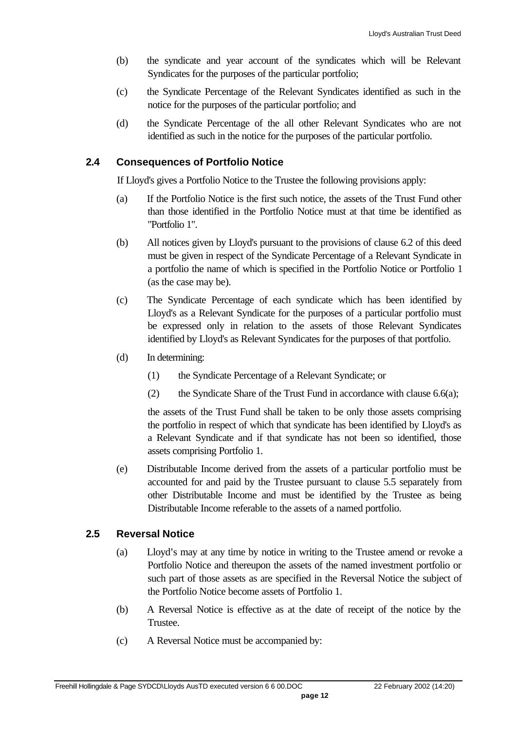(b) the syndicate and year account of the syndicates which will be Relevant Syndicates for the purposes of the particular portfolio;

(c) the Syndicate Percentage of the Relevant Syndicates identified as such in the notice for the purposes of the particular portfolio; and

(d) the Syndicate Percentage of the all other Relevant Syndicates who are not identified as such in the notice for the purposes of the particular portfolio.

## 2.4 Consequences of Portfolio Notice

If Lloyd's gives a Portfolio Notice to the Trustee the following provisions apply:

(a) If the Portfolio Notice is the first such notice, the assets of the Trust Fund other than those identified in the Portfolio Notice must at that time be identified as "Portfolio 1".

(b) All notices given by Lloyd's pursuant to the provisions of clause 6.2 of this deed must be given in respect of the Syndicate Percentage of a Relevant Syndicate in a portfolio the name of which is specified in the Portfolio Notice or Portfolio 1 (as the case may be).

(c) The Syndicate Percentage of each syndicate which has been identified by Lloyd's as a Relevant Syndicate for the purposes of a particular portfolio must be expressed only in relation to the assets of those Relevant Syndicates identified by Lloyd's as Relevant Syndicates for the purposes of that portfolio.

(d) In determining:

   (1) the Syndicate Percentage of a Relevant Syndicate; or

   (2) the Syndicate Share of the Trust Fund in accordance with clause 6.6(a);

   the assets of the Trust Fund shall be taken to be only those assets comprising the portfolio in respect of which that syndicate has been identified by Lloyd's as a Relevant Syndicate and if that syndicate has not been so identified, those assets comprising Portfolio 1.

(e) Distributable Income derived from the assets of a particular portfolio must be accounted for and paid by the Trustee pursuant to clause 5.5 separately from other Distributable Income and must be identified by the Trustee as being Distributable Income referable to the assets of a named portfolio.

## 2.5 Reversal Notice

(a) Lloyd's may at any time by notice in writing to the Trustee amend or revoke a Portfolio Notice and thereupon the assets of the named investment portfolio or such part of those assets as are specified in the Reversal Notice the subject of the Portfolio Notice become assets of Portfolio 1.

(b) A Reversal Notice is effective as at the date of receipt of the notice by the Trustee.

(c) A Reversal Notice must be accompanied by: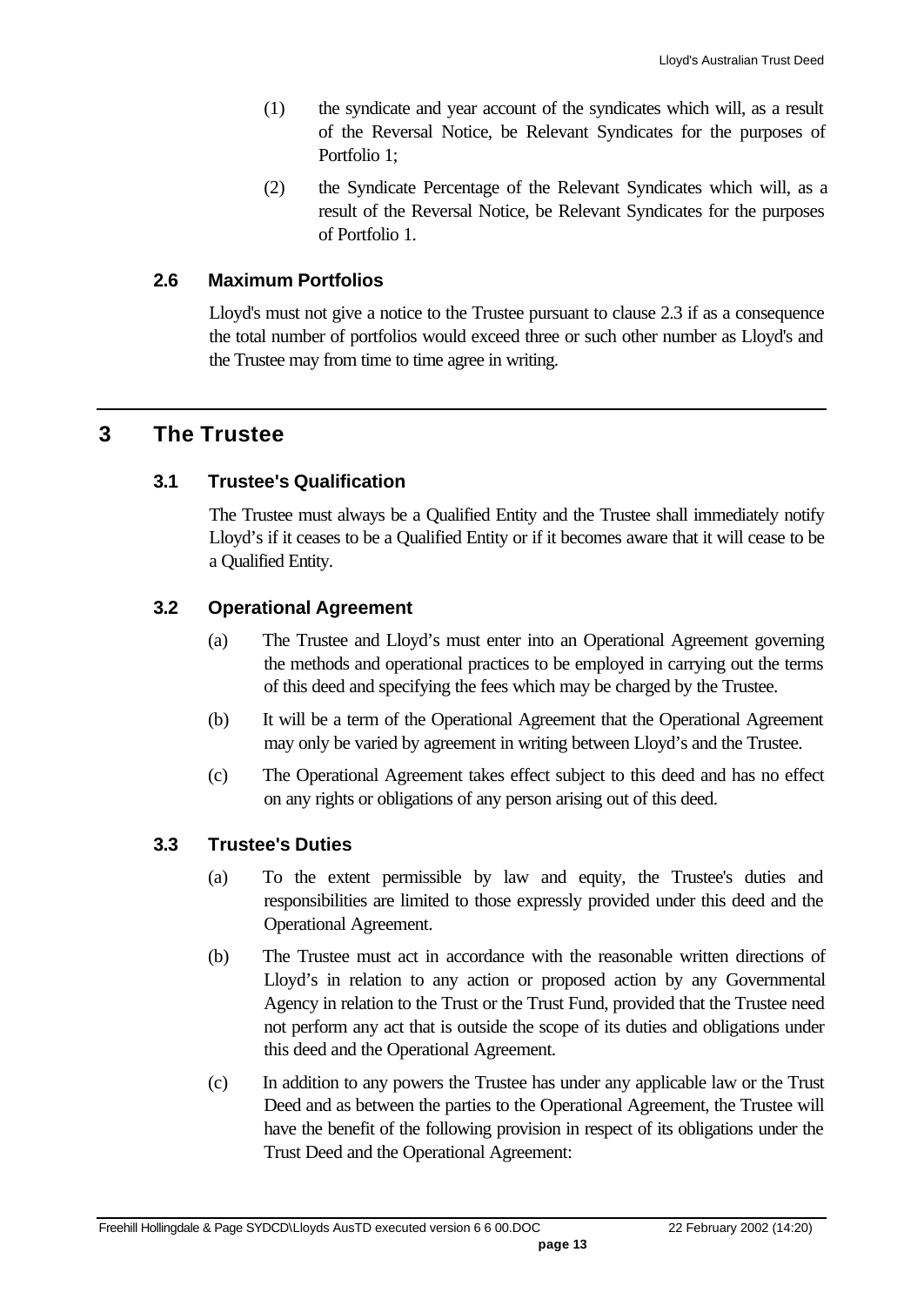(1) the syndicate and year account of the syndicates which will, as a result of the Reversal Notice, be Relevant Syndicates for the purposes of Portfolio 1;

(2) the Syndicate Percentage of the Relevant Syndicates which will, as a result of the Reversal Notice, be Relevant Syndicates for the purposes of Portfolio 1.

### 2.6 Maximum Portfolios

Lloyd's must not give a notice to the Trustee pursuant to clause 2.3 if as a consequence the total number of portfolios would exceed three or such other number as Lloyd's and the Trustee may from time to time agree in writing.

## 3 The Trustee

### 3.1 Trustee's Qualification

The Trustee must always be a Qualified Entity and the Trustee shall immediately notify Lloyd's if it ceases to be a Qualified Entity or if it becomes aware that it will cease to be a Qualified Entity.

### 3.2 Operational Agreement

(a) The Trustee and Lloyd's must enter into an Operational Agreement governing the methods and operational practices to be employed in carrying out the terms of this deed and specifying the fees which may be charged by the Trustee.

(b) It will be a term of the Operational Agreement that the Operational Agreement may only be varied by agreement in writing between Lloyd's and the Trustee.

(c) The Operational Agreement takes effect subject to this deed and has no effect on any rights or obligations of any person arising out of this deed.

### 3.3 Trustee's Duties

(a) To the extent permissible by law and equity, the Trustee's duties and responsibilities are limited to those expressly provided under this deed and the Operational Agreement.

(b) The Trustee must act in accordance with the reasonable written directions of Lloyd's in relation to any action or proposed action by any Governmental Agency in relation to the Trust or the Trust Fund, provided that the Trustee need not perform any act that is outside the scope of its duties and obligations under this deed and the Operational Agreement.

(c) In addition to any powers the Trustee has under any applicable law or the Trust Deed and as between the parties to the Operational Agreement, the Trustee will have the benefit of the following provision in respect of its obligations under the Trust Deed and the Operational Agreement: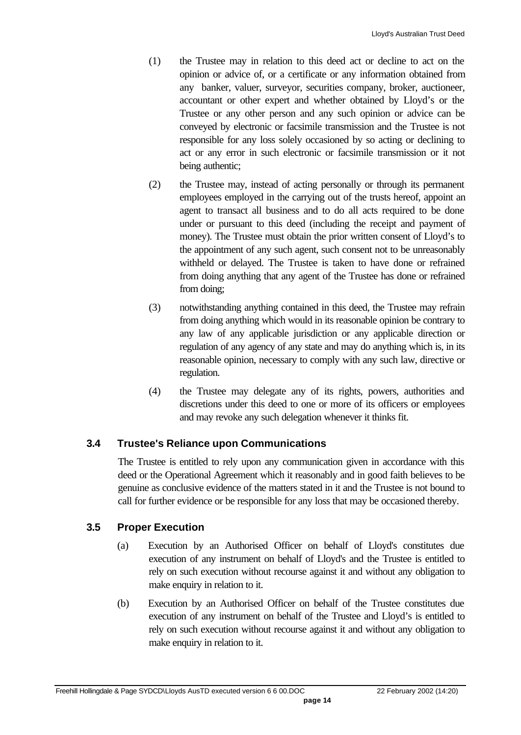(1) the Trustee may in relation to this deed act or decline to act on the opinion or advice of, or a certificate or any information obtained from any banker, valuer, surveyor, securities company, broker, auctioneer, accountant or other expert and whether obtained by Lloyd's or the Trustee or any other person and any such opinion or advice can be conveyed by electronic or facsimile transmission and the Trustee is not responsible for any loss solely occasioned by so acting or declining to act or any error in such electronic or facsimile transmission or it not being authentic;

(2) the Trustee may, instead of acting personally or through its permanent employees employed in the carrying out of the trusts hereof, appoint an agent to transact all business and to do all acts required to be done under or pursuant to this deed (including the receipt and payment of money). The Trustee must obtain the prior written consent of Lloyd's to the appointment of any such agent, such consent not to be unreasonably withheld or delayed. The Trustee is taken to have done or refrained from doing anything that any agent of the Trustee has done or refrained from doing;

(3) notwithstanding anything contained in this deed, the Trustee may refrain from doing anything which would in its reasonable opinion be contrary to any law of any applicable jurisdiction or any applicable direction or regulation of any agency of any state and may do anything which is, in its reasonable opinion, necessary to comply with any such law, directive or regulation.

(4) the Trustee may delegate any of its rights, powers, authorities and discretions under this deed to one or more of its officers or employees and may revoke any such delegation whenever it thinks fit.

## 3.4 Trustee's Reliance upon Communications

The Trustee is entitled to rely upon any communication given in accordance with this deed or the Operational Agreement which it reasonably and in good faith believes to be genuine as conclusive evidence of the matters stated in it and the Trustee is not bound to call for further evidence or be responsible for any loss that may be occasioned thereby.

## 3.5 Proper Execution

(a) Execution by an Authorised Officer on behalf of Lloyd's constitutes due execution of any instrument on behalf of Lloyd's and the Trustee is entitled to rely on such execution without recourse against it and without any obligation to make enquiry in relation to it.

(b) Execution by an Authorised Officer on behalf of the Trustee constitutes due execution of any instrument on behalf of the Trustee and Lloyd's is entitled to rely on such execution without recourse against it and without any obligation to make enquiry in relation to it.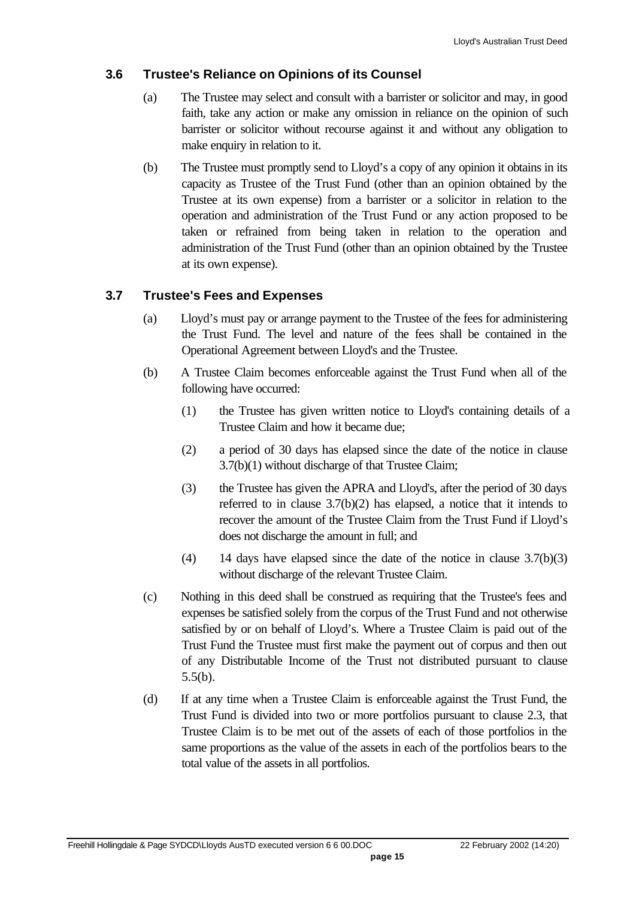### 3.6 Trustee's Reliance on Opinions of its Counsel

(a) The Trustee may select and consult with a barrister or solicitor and may, in good faith, take any action or make any omission in reliance on the opinion of such barrister or solicitor without recourse against it and without any obligation to make enquiry in relation to it.

(b) The Trustee must promptly send to Lloyd's a copy of any opinion it obtains in its capacity as Trustee of the Trust Fund (other than an opinion obtained by the Trustee at its own expense) from a barrister or a solicitor in relation to the operation and administration of the Trust Fund or any action proposed to be taken or refrained from being taken in relation to the operation and administration of the Trust Fund (other than an opinion obtained by the Trustee at its own expense).

### 3.7 Trustee's Fees and Expenses

(a) Lloyd's must pay or arrange payment to the Trustee of the fees for administering the Trust Fund. The level and nature of the fees shall be contained in the Operational Agreement between Lloyd's and the Trustee.

(b) A Trustee Claim becomes enforceable against the Trust Fund when all of the following have occurred:

(1) the Trustee has given written notice to Lloyd's containing details of a Trustee Claim and how it became due;

(2) a period of 30 days has elapsed since the date of the notice in clause 3.7(b)(1) without discharge of that Trustee Claim;

(3) the Trustee has given the APRA and Lloyd's, after the period of 30 days referred to in clause 3.7(b)(2) has elapsed, a notice that it intends to recover the amount of the Trustee Claim from the Trust Fund if Lloyd's does not discharge the amount in full; and

(4) 14 days have elapsed since the date of the notice in clause 3.7(b)(3) without discharge of the relevant Trustee Claim.

(c) Nothing in this deed shall be construed as requiring that the Trustee's fees and expenses be satisfied solely from the corpus of the Trust Fund and not otherwise satisfied by or on behalf of Lloyd's. Where a Trustee Claim is paid out of the Trust Fund the Trustee must first make the payment out of corpus and then out of any Distributable Income of the Trust not distributed pursuant to clause 5.5(b).

(d) If at any time when a Trustee Claim is enforceable against the Trust Fund, the Trust Fund is divided into two or more portfolios pursuant to clause 2.3, that Trustee Claim is to be met out of the assets of each of those portfolios in the same proportions as the value of the assets in each of the portfolios bears to the total value of the assets in all portfolios.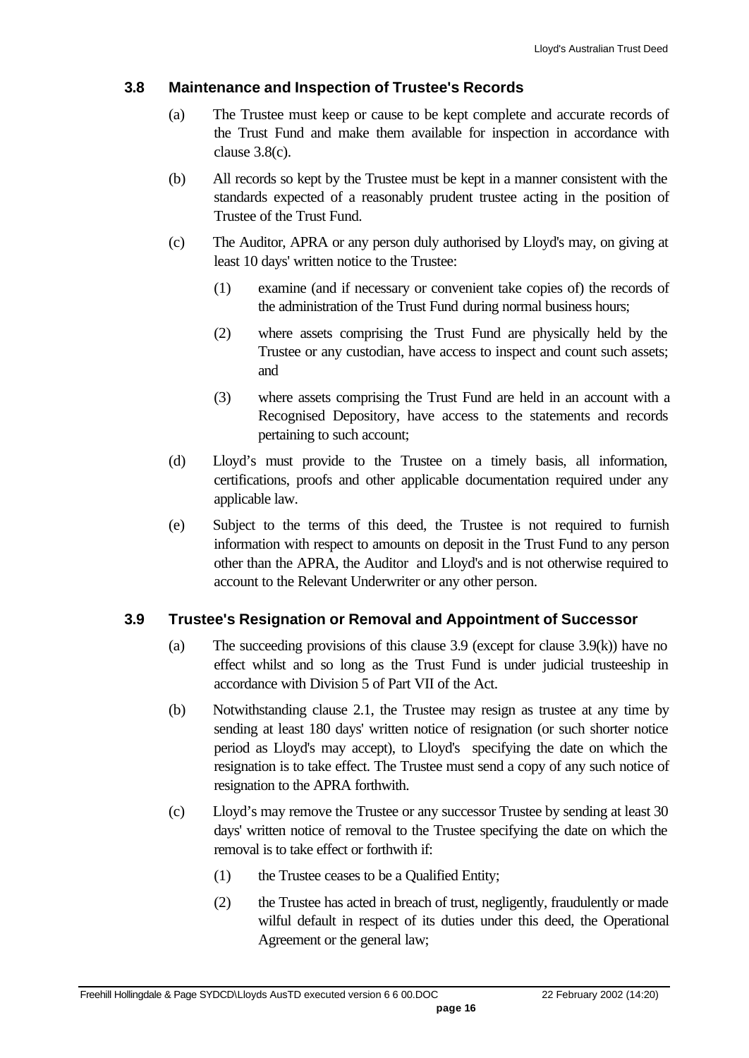### 3.8 Maintenance and Inspection of Trustee's Records

(a) The Trustee must keep or cause to be kept complete and accurate records of the Trust Fund and make them available for inspection in accordance with clause 3.8(c).

(b) All records so kept by the Trustee must be kept in a manner consistent with the standards expected of a reasonably prudent trustee acting in the position of Trustee of the Trust Fund.

(c) The Auditor, APRA or any person duly authorised by Lloyd's may, on giving at least 10 days' written notice to the Trustee:

(1) examine (and if necessary or convenient take copies of) the records of the administration of the Trust Fund during normal business hours;

(2) where assets comprising the Trust Fund are physically held by the Trustee or any custodian, have access to inspect and count such assets; and

(3) where assets comprising the Trust Fund are held in an account with a Recognised Depository, have access to the statements and records pertaining to such account;

(d) Lloyd’s must provide to the Trustee on a timely basis, all information, certifications, proofs and other applicable documentation required under any applicable law.

(e) Subject to the terms of this deed, the Trustee is not required to furnish information with respect to amounts on deposit in the Trust Fund to any person other than the APRA, the Auditor and Lloyd's and is not otherwise required to account to the Relevant Underwriter or any other person.

### 3.9 Trustee's Resignation or Removal and Appointment of Successor

(a) The succeeding provisions of this clause 3.9 (except for clause 3.9(k)) have no effect whilst and so long as the Trust Fund is under judicial trusteeship in accordance with Division 5 of Part VII of the Act.

(b) Notwithstanding clause 2.1, the Trustee may resign as trustee at any time by sending at least 180 days' written notice of resignation (or such shorter notice period as Lloyd's may accept), to Lloyd's specifying the date on which the resignation is to take effect. The Trustee must send a copy of any such notice of resignation to the APRA forthwith.

(c) Lloyd’s may remove the Trustee or any successor Trustee by sending at least 30 days' written notice of removal to the Trustee specifying the date on which the removal is to take effect or forthwith if:

(1) the Trustee ceases to be a Qualified Entity;

(2) the Trustee has acted in breach of trust, negligently, fraudulently or made wilful default in respect of its duties under this deed, the Operational Agreement or the general law;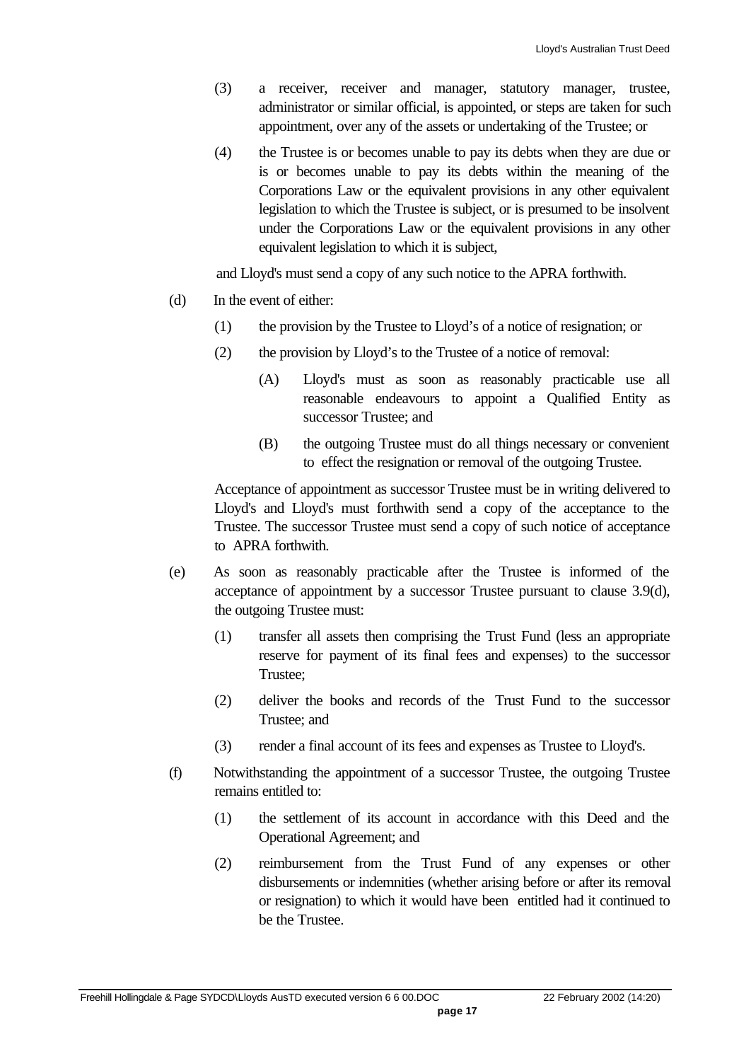(3) a receiver, receiver and manager, statutory manager, trustee, administrator or similar official, is appointed, or steps are taken for such appointment, over any of the assets or undertaking of the Trustee; or

(4) the Trustee is or becomes unable to pay its debts when they are due or is or becomes unable to pay its debts within the meaning of the Corporations Law or the equivalent provisions in any other equivalent legislation to which the Trustee is subject, or is presumed to be insolvent under the Corporations Law or the equivalent provisions in any other equivalent legislation to which it is subject,

and Lloyd's must send a copy of any such notice to the APRA forthwith.

(d) In the event of either:

(1) the provision by the Trustee to Lloyd's of a notice of resignation; or

(2) the provision by Lloyd's to the Trustee of a notice of removal:

(A) Lloyd's must as soon as reasonably practicable use all reasonable endeavours to appoint a Qualified Entity as successor Trustee; and

(B) the outgoing Trustee must do all things necessary or convenient to effect the resignation or removal of the outgoing Trustee.

Acceptance of appointment as successor Trustee must be in writing delivered to Lloyd's and Lloyd's must forthwith send a copy of the acceptance to the Trustee. The successor Trustee must send a copy of such notice of acceptance to APRA forthwith.

(e) As soon as reasonably practicable after the Trustee is informed of the acceptance of appointment by a successor Trustee pursuant to clause 3.9(d), the outgoing Trustee must:

(1) transfer all assets then comprising the Trust Fund (less an appropriate reserve for payment of its final fees and expenses) to the successor Trustee;

(2) deliver the books and records of the Trust Fund to the successor Trustee; and

(3) render a final account of its fees and expenses as Trustee to Lloyd's.

(f) Notwithstanding the appointment of a successor Trustee, the outgoing Trustee remains entitled to:

(1) the settlement of its account in accordance with this Deed and the Operational Agreement; and

(2) reimbursement from the Trust Fund of any expenses or other disbursements or indemnities (whether arising before or after its removal or resignation) to which it would have been entitled had it continued to be the Trustee.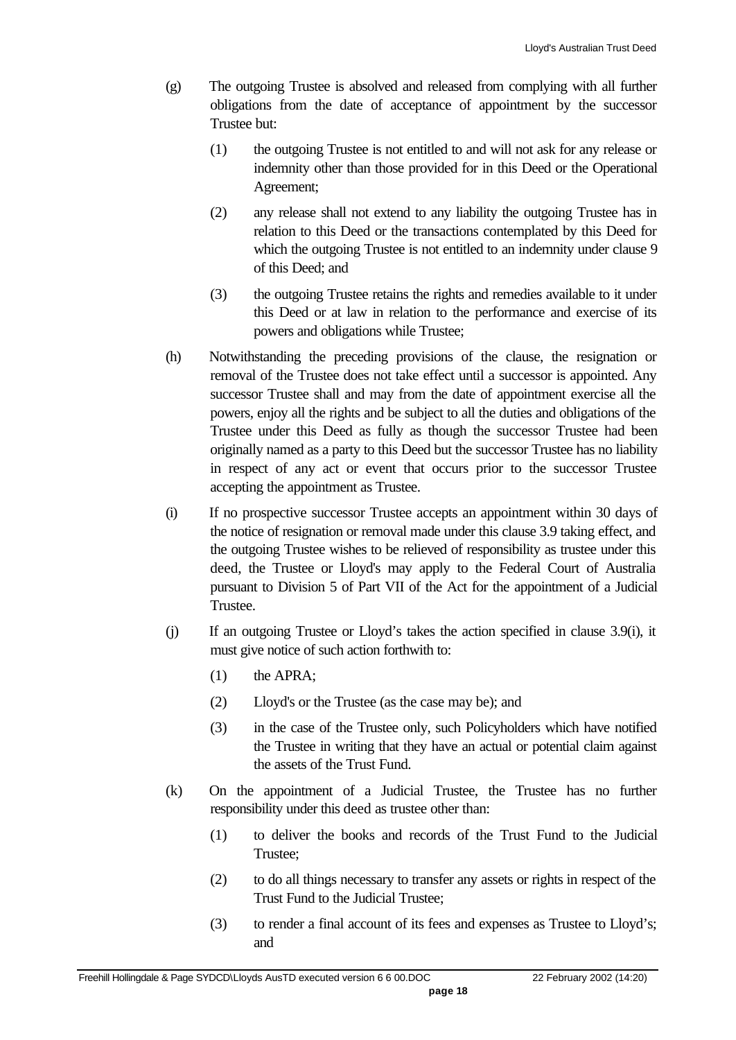(g) The outgoing Trustee is absolved and released from complying with all further obligations from the date of acceptance of appointment by the successor Trustee but:

  (1) the outgoing Trustee is not entitled to and will not ask for any release or indemnity other than those provided for in this Deed or the Operational Agreement;

  (2) any release shall not extend to any liability the outgoing Trustee has in relation to this Deed or the transactions contemplated by this Deed for which the outgoing Trustee is not entitled to an indemnity under clause 9 of this Deed; and

  (3) the outgoing Trustee retains the rights and remedies available to it under this Deed or at law in relation to the performance and exercise of its powers and obligations while Trustee;

(h) Notwithstanding the preceding provisions of the clause, the resignation or removal of the Trustee does not take effect until a successor is appointed. Any successor Trustee shall and may from the date of appointment exercise all the powers, enjoy all the rights and be subject to all the duties and obligations of the Trustee under this Deed as fully as though the successor Trustee had been originally named as a party to this Deed but the successor Trustee has no liability in respect of any act or event that occurs prior to the successor Trustee accepting the appointment as Trustee.

(i) If no prospective successor Trustee accepts an appointment within 30 days of the notice of resignation or removal made under this clause 3.9 taking effect, and the outgoing Trustee wishes to be relieved of responsibility as trustee under this deed, the Trustee or Lloyd's may apply to the Federal Court of Australia pursuant to Division 5 of Part VII of the Act for the appointment of a Judicial Trustee.

(j) If an outgoing Trustee or Lloyd's takes the action specified in clause 3.9(i), it must give notice of such action forthwith to:

  (1) the APRA;

  (2) Lloyd's or the Trustee (as the case may be); and

  (3) in the case of the Trustee only, such Policyholders which have notified the Trustee in writing that they have an actual or potential claim against the assets of the Trust Fund.

(k) On the appointment of a Judicial Trustee, the Trustee has no further responsibility under this deed as trustee other than:

  (1) to deliver the books and records of the Trust Fund to the Judicial Trustee;

  (2) to do all things necessary to transfer any assets or rights in respect of the Trust Fund to the Judicial Trustee;

  (3) to render a final account of its fees and expenses as Trustee to Lloyd's; and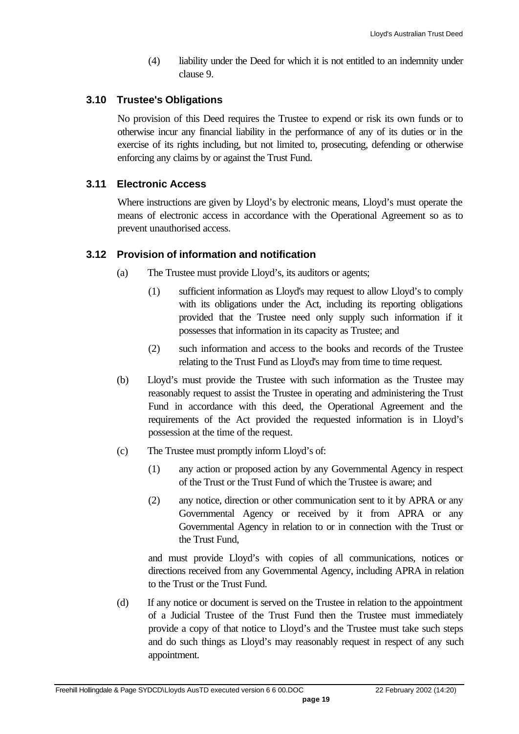(4) liability under the Deed for which it is not entitled to an indemnity under clause 9.

### 3.10 Trustee's Obligations

No provision of this Deed requires the Trustee to expend or risk its own funds or to otherwise incur any financial liability in the performance of any of its duties or in the exercise of its rights including, but not limited to, prosecuting, defending or otherwise enforcing any claims by or against the Trust Fund.

### 3.11 Electronic Access

Where instructions are given by Lloyd's by electronic means, Lloyd's must operate the means of electronic access in accordance with the Operational Agreement so as to prevent unauthorised access.

### 3.12 Provision of information and notification

(a) The Trustee must provide Lloyd's, its auditors or agents;

(1) sufficient information as Lloyd's may request to allow Lloyd's to comply with its obligations under the Act, including its reporting obligations provided that the Trustee need only supply such information if it possesses that information in its capacity as Trustee; and

(2) such information and access to the books and records of the Trustee relating to the Trust Fund as Lloyd's may from time to time request.

(b) Lloyd's must provide the Trustee with such information as the Trustee may reasonably request to assist the Trustee in operating and administering the Trust Fund in accordance with this deed, the Operational Agreement and the requirements of the Act provided the requested information is in Lloyd's possession at the time of the request.

(c) The Trustee must promptly inform Lloyd's of:

(1) any action or proposed action by any Governmental Agency in respect of the Trust or the Trust Fund of which the Trustee is aware; and

(2) any notice, direction or other communication sent to it by APRA or any Governmental Agency or received by it from APRA or any Governmental Agency in relation to or in connection with the Trust or the Trust Fund,

and must provide Lloyd's with copies of all communications, notices or directions received from any Governmental Agency, including APRA in relation to the Trust or the Trust Fund.

(d) If any notice or document is served on the Trustee in relation to the appointment of a Judicial Trustee of the Trust Fund then the Trustee must immediately provide a copy of that notice to Lloyd's and the Trustee must take such steps and do such things as Lloyd's may reasonably request in respect of any such appointment.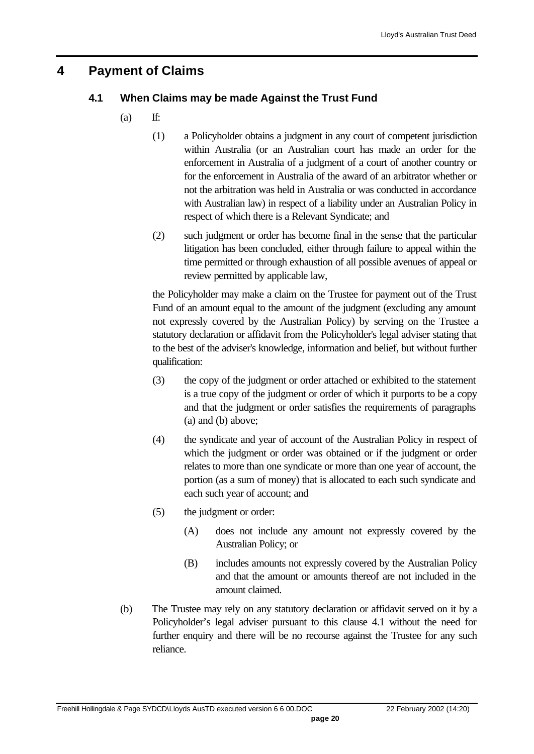# 4 Payment of Claims

## 4.1 When Claims may be made Against the Trust Fund

(a) If:

(1) a Policyholder obtains a judgment in any court of competent jurisdiction within Australia (or an Australian court has made an order for the enforcement in Australia of a judgment of a court of another country or for the enforcement in Australia of the award of an arbitrator whether or not the arbitration was held in Australia or was conducted in accordance with Australian law) in respect of a liability under an Australian Policy in respect of which there is a Relevant Syndicate; and

(2) such judgment or order has become final in the sense that the particular litigation has been concluded, either through failure to appeal within the time permitted or through exhaustion of all possible avenues of appeal or review permitted by applicable law,

the Policyholder may make a claim on the Trustee for payment out of the Trust Fund of an amount equal to the amount of the judgment (excluding any amount not expressly covered by the Australian Policy) by serving on the Trustee a statutory declaration or affidavit from the Policyholder's legal adviser stating that to the best of the adviser's knowledge, information and belief, but without further qualification:

(3) the copy of the judgment or order attached or exhibited to the statement is a true copy of the judgment or order of which it purports to be a copy and that the judgment or order satisfies the requirements of paragraphs (a) and (b) above;

(4) the syndicate and year of account of the Australian Policy in respect of which the judgment or order was obtained or if the judgment or order relates to more than one syndicate or more than one year of account, the portion (as a sum of money) that is allocated to each such syndicate and each such year of account; and

(5) the judgment or order:

(A) does not include any amount not expressly covered by the Australian Policy; or

(B) includes amounts not expressly covered by the Australian Policy and that the amount or amounts thereof are not included in the amount claimed.

(b) The Trustee may rely on any statutory declaration or affidavit served on it by a Policyholder's legal adviser pursuant to this clause 4.1 without the need for further enquiry and there will be no recourse against the Trustee for any such reliance.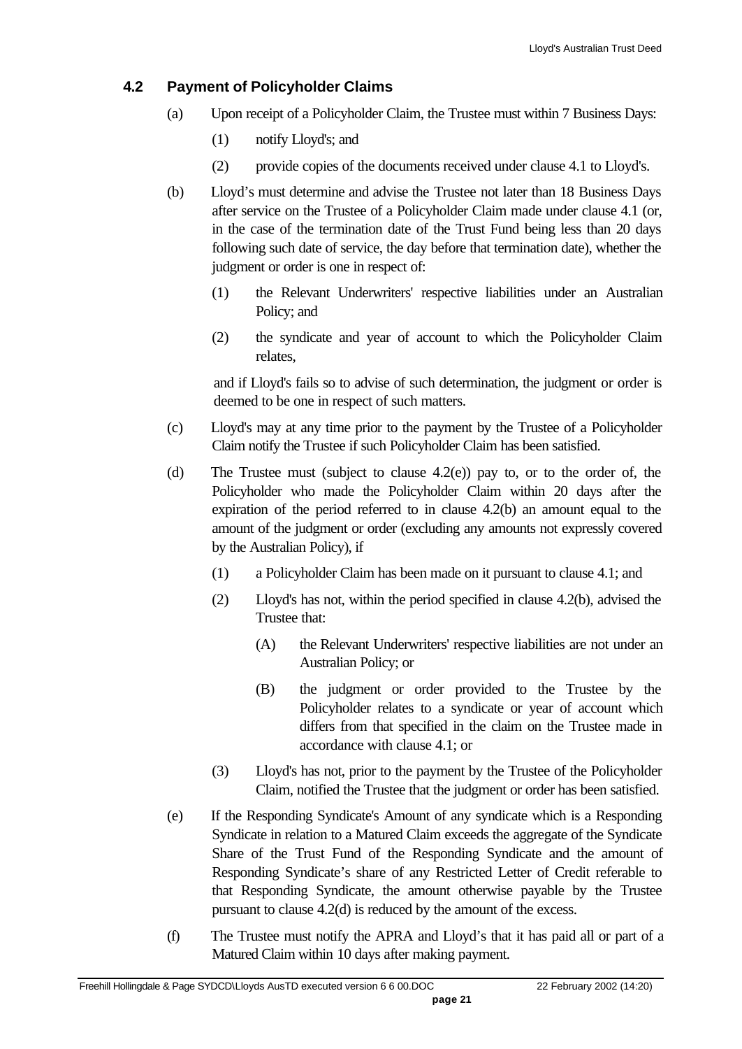## 4.2 Payment of Policyholder Claims

(a) Upon receipt of a Policyholder Claim, the Trustee must within 7 Business Days:

(1) notify Lloyd's; and

(2) provide copies of the documents received under clause 4.1 to Lloyd's.

(b) Lloyd's must determine and advise the Trustee not later than 18 Business Days after service on the Trustee of a Policyholder Claim made under clause 4.1 (or, in the case of the termination date of the Trust Fund being less than 20 days following such date of service, the day before that termination date), whether the judgment or order is one in respect of:

(1) the Relevant Underwriters' respective liabilities under an Australian Policy; and

(2) the syndicate and year of account to which the Policyholder Claim relates,

and if Lloyd's fails so to advise of such determination, the judgment or order is deemed to be one in respect of such matters.

(c) Lloyd's may at any time prior to the payment by the Trustee of a Policyholder Claim notify the Trustee if such Policyholder Claim has been satisfied.

(d) The Trustee must (subject to clause 4.2(e)) pay to, or to the order of, the Policyholder who made the Policyholder Claim within 20 days after the expiration of the period referred to in clause 4.2(b) an amount equal to the amount of the judgment or order (excluding any amounts not expressly covered by the Australian Policy), if

(1) a Policyholder Claim has been made on it pursuant to clause 4.1; and

(2) Lloyd's has not, within the period specified in clause 4.2(b), advised the Trustee that:

(A) the Relevant Underwriters' respective liabilities are not under an Australian Policy; or

(B) the judgment or order provided to the Trustee by the Policyholder relates to a syndicate or year of account which differs from that specified in the claim on the Trustee made in accordance with clause 4.1; or

(3) Lloyd's has not, prior to the payment by the Trustee of the Policyholder Claim, notified the Trustee that the judgment or order has been satisfied.

(e) If the Responding Syndicate's Amount of any syndicate which is a Responding Syndicate in relation to a Matured Claim exceeds the aggregate of the Syndicate Share of the Trust Fund of the Responding Syndicate and the amount of Responding Syndicate's share of any Restricted Letter of Credit referable to that Responding Syndicate, the amount otherwise payable by the Trustee pursuant to clause 4.2(d) is reduced by the amount of the excess.

(f) The Trustee must notify the APRA and Lloyd's that it has paid all or part of a Matured Claim within 10 days after making payment.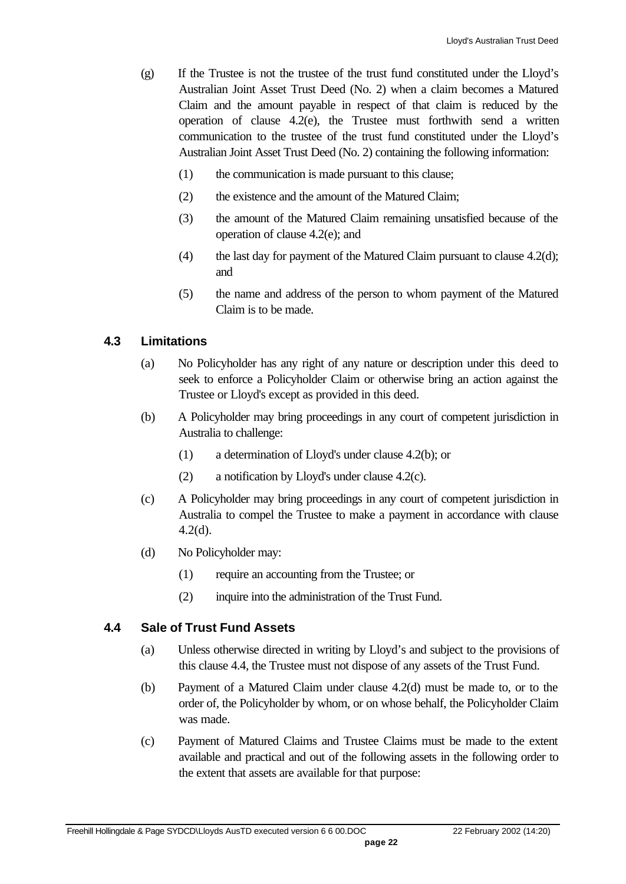(g) If the Trustee is not the trustee of the trust fund constituted under the Lloyd's Australian Joint Asset Trust Deed (No. 2) when a claim becomes a Matured Claim and the amount payable in respect of that claim is reduced by the operation of clause 4.2(e), the Trustee must forthwith send a written communication to the trustee of the trust fund constituted under the Lloyd's Australian Joint Asset Trust Deed (No. 2) containing the following information:

(1) the communication is made pursuant to this clause;

(2) the existence and the amount of the Matured Claim;

(3) the amount of the Matured Claim remaining unsatisfied because of the operation of clause 4.2(e); and

(4) the last day for payment of the Matured Claim pursuant to clause 4.2(d); and

(5) the name and address of the person to whom payment of the Matured Claim is to be made.

## 4.3 Limitations

(a) No Policyholder has any right of any nature or description under this deed to seek to enforce a Policyholder Claim or otherwise bring an action against the Trustee or Lloyd's except as provided in this deed.

(b) A Policyholder may bring proceedings in any court of competent jurisdiction in Australia to challenge:

(1) a determination of Lloyd's under clause 4.2(b); or

(2) a notification by Lloyd's under clause 4.2(c).

(c) A Policyholder may bring proceedings in any court of competent jurisdiction in Australia to compel the Trustee to make a payment in accordance with clause 4.2(d).

(d) No Policyholder may:

(1) require an accounting from the Trustee; or

(2) inquire into the administration of the Trust Fund.

## 4.4 Sale of Trust Fund Assets

(a) Unless otherwise directed in writing by Lloyd's and subject to the provisions of this clause 4.4, the Trustee must not dispose of any assets of the Trust Fund.

(b) Payment of a Matured Claim under clause 4.2(d) must be made to, or to the order of, the Policyholder by whom, or on whose behalf, the Policyholder Claim was made.

(c) Payment of Matured Claims and Trustee Claims must be made to the extent available and practical and out of the following assets in the following order to the extent that assets are available for that purpose: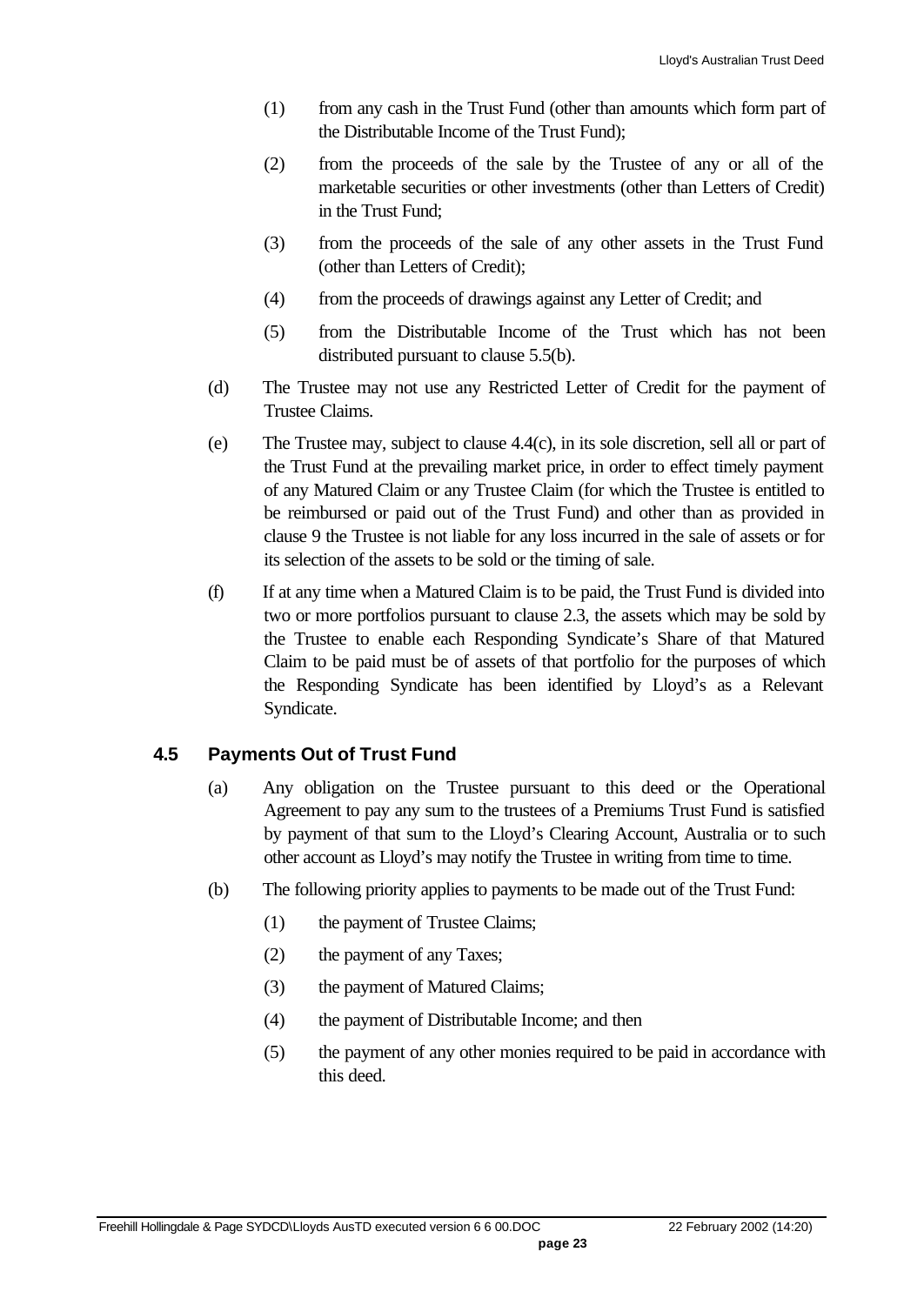(1) from any cash in the Trust Fund (other than amounts which form part of the Distributable Income of the Trust Fund);

(2) from the proceeds of the sale by the Trustee of any or all of the marketable securities or other investments (other than Letters of Credit) in the Trust Fund;

(3) from the proceeds of the sale of any other assets in the Trust Fund (other than Letters of Credit);

(4) from the proceeds of drawings against any Letter of Credit; and

(5) from the Distributable Income of the Trust which has not been distributed pursuant to clause 5.5(b).

(d) The Trustee may not use any Restricted Letter of Credit for the payment of Trustee Claims.

(e) The Trustee may, subject to clause 4.4(c), in its sole discretion, sell all or part of the Trust Fund at the prevailing market price, in order to effect timely payment of any Matured Claim or any Trustee Claim (for which the Trustee is entitled to be reimbursed or paid out of the Trust Fund) and other than as provided in clause 9 the Trustee is not liable for any loss incurred in the sale of assets or for its selection of the assets to be sold or the timing of sale.

(f) If at any time when a Matured Claim is to be paid, the Trust Fund is divided into two or more portfolios pursuant to clause 2.3, the assets which may be sold by the Trustee to enable each Responding Syndicate's Share of that Matured Claim to be paid must be of assets of that portfolio for the purposes of which the Responding Syndicate has been identified by Lloyd's as a Relevant Syndicate.

## 4.5 Payments Out of Trust Fund

(a) Any obligation on the Trustee pursuant to this deed or the Operational Agreement to pay any sum to the trustees of a Premiums Trust Fund is satisfied by payment of that sum to the Lloyd's Clearing Account, Australia or to such other account as Lloyd's may notify the Trustee in writing from time to time.

(b) The following priority applies to payments to be made out of the Trust Fund:

(1) the payment of Trustee Claims;

(2) the payment of any Taxes;

(3) the payment of Matured Claims;

(4) the payment of Distributable Income; and then

(5) the payment of any other monies required to be paid in accordance with this deed.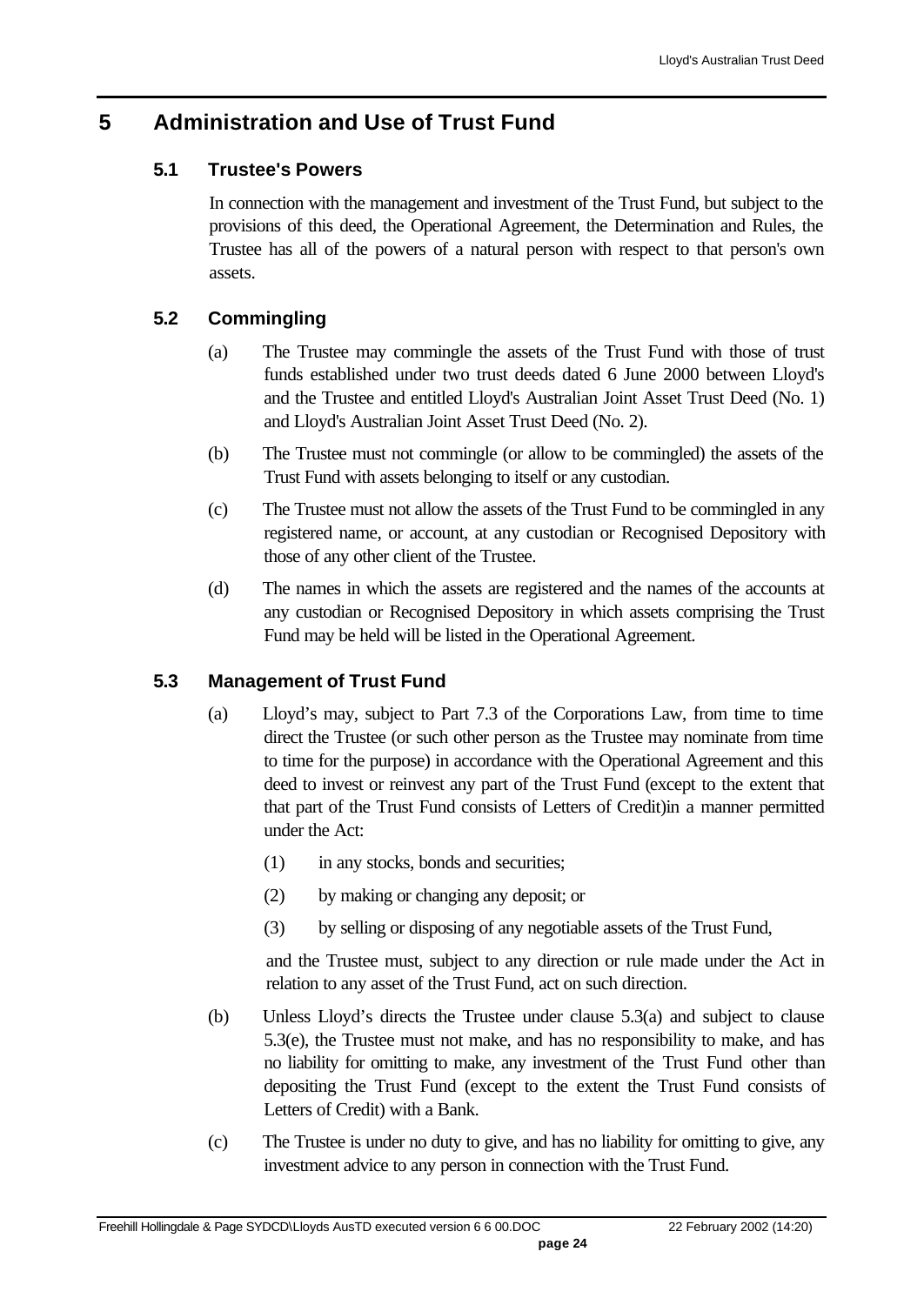# 5 Administration and Use of Trust Fund

## 5.1 Trustee's Powers

In connection with the management and investment of the Trust Fund, but subject to the provisions of this deed, the Operational Agreement, the Determination and Rules, the Trustee has all of the powers of a natural person with respect to that person's own assets.

## 5.2 Commingling

(a) The Trustee may commingle the assets of the Trust Fund with those of trust funds established under two trust deeds dated 6 June 2000 between Lloyd's and the Trustee and entitled Lloyd's Australian Joint Asset Trust Deed (No. 1) and Lloyd's Australian Joint Asset Trust Deed (No. 2).

(b) The Trustee must not commingle (or allow to be commingled) the assets of the Trust Fund with assets belonging to itself or any custodian.

(c) The Trustee must not allow the assets of the Trust Fund to be commingled in any registered name, or account, at any custodian or Recognised Depository with those of any other client of the Trustee.

(d) The names in which the assets are registered and the names of the accounts at any custodian or Recognised Depository in which assets comprising the Trust Fund may be held will be listed in the Operational Agreement.

## 5.3 Management of Trust Fund

(a) Lloyd's may, subject to Part 7.3 of the Corporations Law, from time to time direct the Trustee (or such other person as the Trustee may nominate from time to time for the purpose) in accordance with the Operational Agreement and this deed to invest or reinvest any part of the Trust Fund (except to the extent that that part of the Trust Fund consists of Letters of Credit)in a manner permitted under the Act:

(1) in any stocks, bonds and securities;

(2) by making or changing any deposit; or

(3) by selling or disposing of any negotiable assets of the Trust Fund,

and the Trustee must, subject to any direction or rule made under the Act in relation to any asset of the Trust Fund, act on such direction.

(b) Unless Lloyd's directs the Trustee under clause 5.3(a) and subject to clause 5.3(e), the Trustee must not make, and has no responsibility to make, and has no liability for omitting to make, any investment of the Trust Fund other than depositing the Trust Fund (except to the extent the Trust Fund consists of Letters of Credit) with a Bank.

(c) The Trustee is under no duty to give, and has no liability for omitting to give, any investment advice to any person in connection with the Trust Fund.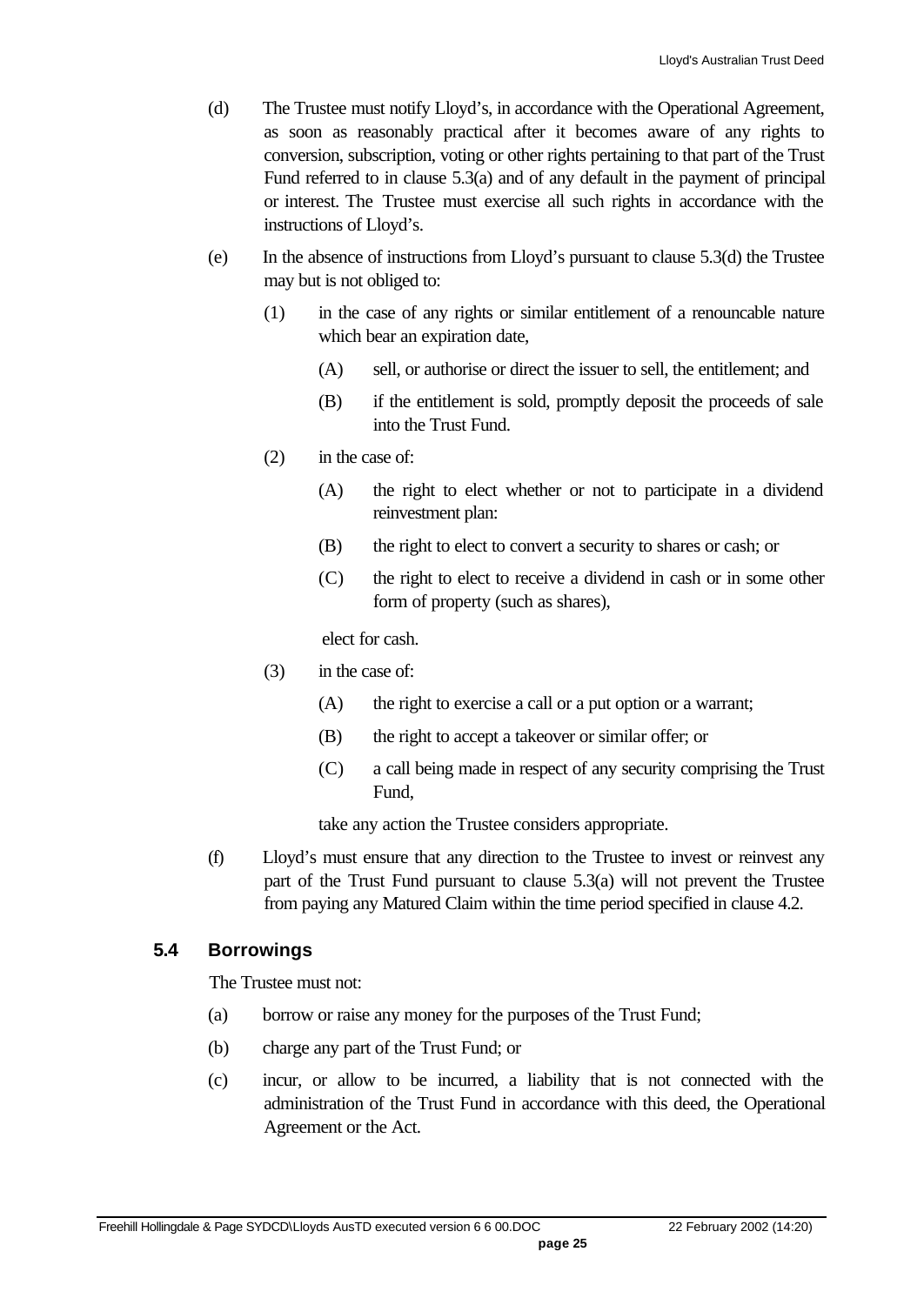(d) The Trustee must notify Lloyd's, in accordance with the Operational Agreement, as soon as reasonably practical after it becomes aware of any rights to conversion, subscription, voting or other rights pertaining to that part of the Trust Fund referred to in clause 5.3(a) and of any default in the payment of principal or interest. The Trustee must exercise all such rights in accordance with the instructions of Lloyd's.

(e) In the absence of instructions from Lloyd's pursuant to clause 5.3(d) the Trustee may but is not obliged to:

(1) in the case of any rights or similar entitlement of a renouncable nature which bear an expiration date,

(A) sell, or authorise or direct the issuer to sell, the entitlement; and

(B) if the entitlement is sold, promptly deposit the proceeds of sale into the Trust Fund.

(2) in the case of:

(A) the right to elect whether or not to participate in a dividend reinvestment plan:

(B) the right to elect to convert a security to shares or cash; or

(C) the right to elect to receive a dividend in cash or in some other form of property (such as shares),

elect for cash.

(3) in the case of:

(A) the right to exercise a call or a put option or a warrant;

(B) the right to accept a takeover or similar offer; or

(C) a call being made in respect of any security comprising the Trust Fund,

take any action the Trustee considers appropriate.

(f) Lloyd's must ensure that any direction to the Trustee to invest or reinvest any part of the Trust Fund pursuant to clause 5.3(a) will not prevent the Trustee from paying any Matured Claim within the time period specified in clause 4.2.

### 5.4 Borrowings

The Trustee must not:

(a) borrow or raise any money for the purposes of the Trust Fund;

(b) charge any part of the Trust Fund; or

(c) incur, or allow to be incurred, a liability that is not connected with the administration of the Trust Fund in accordance with this deed, the Operational Agreement or the Act.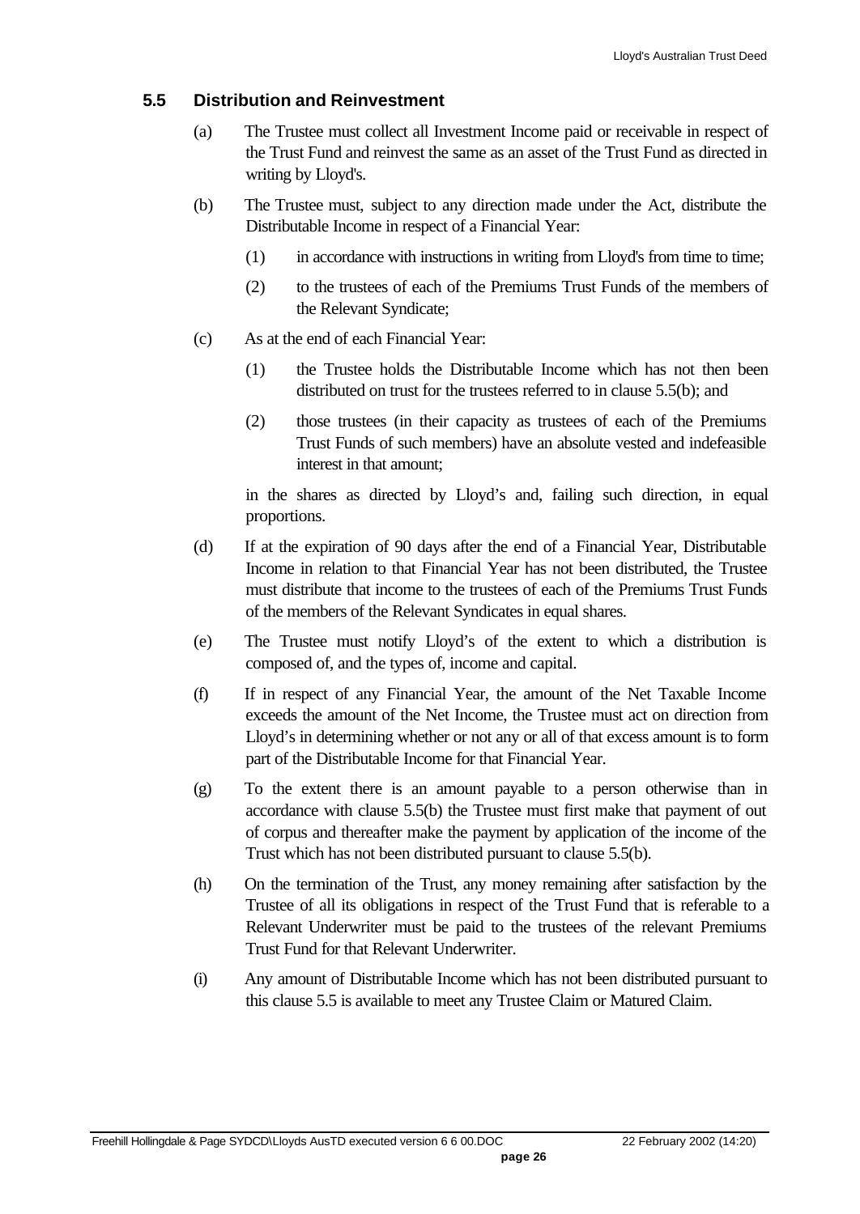### 5.5 Distribution and Reinvestment

(a) The Trustee must collect all Investment Income paid or receivable in respect of the Trust Fund and reinvest the same as an asset of the Trust Fund as directed in writing by Lloyd's.

(b) The Trustee must, subject to any direction made under the Act, distribute the Distributable Income in respect of a Financial Year:

  (1) in accordance with instructions in writing from Lloyd's from time to time;

  (2) to the trustees of each of the Premiums Trust Funds of the members of the Relevant Syndicate;

(c) As at the end of each Financial Year:

  (1) the Trustee holds the Distributable Income which has not then been distributed on trust for the trustees referred to in clause 5.5(b); and

  (2) those trustees (in their capacity as trustees of each of the Premiums Trust Funds of such members) have an absolute vested and indefeasible interest in that amount;

  in the shares as directed by Lloyd's and, failing such direction, in equal proportions.

(d) If at the expiration of 90 days after the end of a Financial Year, Distributable Income in relation to that Financial Year has not been distributed, the Trustee must distribute that income to the trustees of each of the Premiums Trust Funds of the members of the Relevant Syndicates in equal shares.

(e) The Trustee must notify Lloyd's of the extent to which a distribution is composed of, and the types of, income and capital.

(f) If in respect of any Financial Year, the amount of the Net Taxable Income exceeds the amount of the Net Income, the Trustee must act on direction from Lloyd's in determining whether or not any or all of that excess amount is to form part of the Distributable Income for that Financial Year.

(g) To the extent there is an amount payable to a person otherwise than in accordance with clause 5.5(b) the Trustee must first make that payment of out of corpus and thereafter make the payment by application of the income of the Trust which has not been distributed pursuant to clause 5.5(b).

(h) On the termination of the Trust, any money remaining after satisfaction by the Trustee of all its obligations in respect of the Trust Fund that is referable to a Relevant Underwriter must be paid to the trustees of the relevant Premiums Trust Fund for that Relevant Underwriter.

(i) Any amount of Distributable Income which has not been distributed pursuant to this clause 5.5 is available to meet any Trustee Claim or Matured Claim.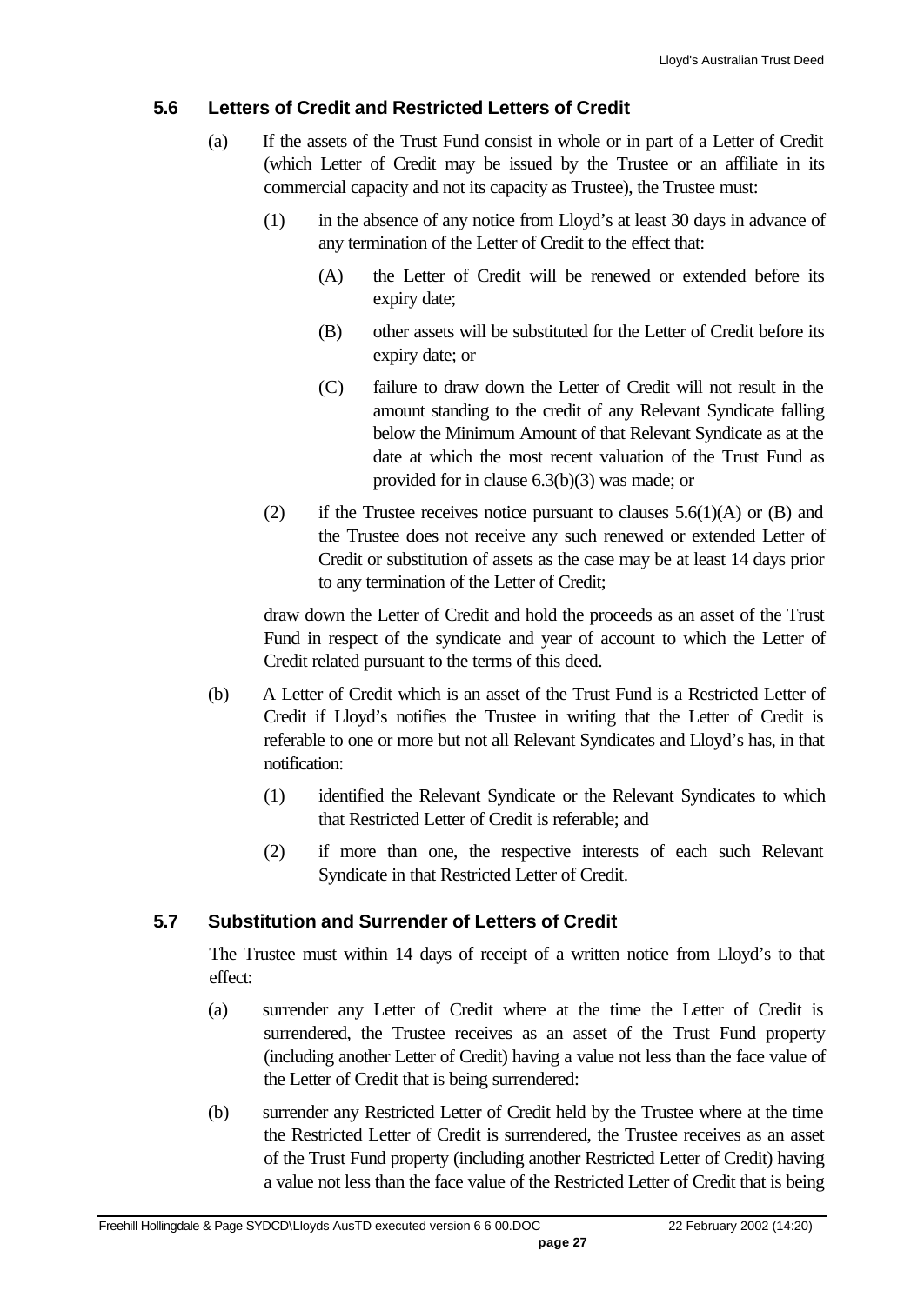### 5.6 Letters of Credit and Restricted Letters of Credit

(a) If the assets of the Trust Fund consist in whole or in part of a Letter of Credit (which Letter of Credit may be issued by the Trustee or an affiliate in its commercial capacity and not its capacity as Trustee), the Trustee must:

(1) in the absence of any notice from Lloyd's at least 30 days in advance of any termination of the Letter of Credit to the effect that:

(A) the Letter of Credit will be renewed or extended before its expiry date;

(B) other assets will be substituted for the Letter of Credit before its expiry date; or

(C) failure to draw down the Letter of Credit will not result in the amount standing to the credit of any Relevant Syndicate falling below the Minimum Amount of that Relevant Syndicate as at the date at which the most recent valuation of the Trust Fund as provided for in clause 6.3(b)(3) was made; or

(2) if the Trustee receives notice pursuant to clauses 5.6(1)(A) or (B) and the Trustee does not receive any such renewed or extended Letter of Credit or substitution of assets as the case may be at least 14 days prior to any termination of the Letter of Credit;

draw down the Letter of Credit and hold the proceeds as an asset of the Trust Fund in respect of the syndicate and year of account to which the Letter of Credit related pursuant to the terms of this deed.

(b) A Letter of Credit which is an asset of the Trust Fund is a Restricted Letter of Credit if Lloyd's notifies the Trustee in writing that the Letter of Credit is referable to one or more but not all Relevant Syndicates and Lloyd's has, in that notification:

(1) identified the Relevant Syndicate or the Relevant Syndicates to which that Restricted Letter of Credit is referable; and

(2) if more than one, the respective interests of each such Relevant Syndicate in that Restricted Letter of Credit.

### 5.7 Substitution and Surrender of Letters of Credit

The Trustee must within 14 days of receipt of a written notice from Lloyd's to that effect:

(a) surrender any Letter of Credit where at the time the Letter of Credit is surrendered, the Trustee receives as an asset of the Trust Fund property (including another Letter of Credit) having a value not less than the face value of the Letter of Credit that is being surrendered:

(b) surrender any Restricted Letter of Credit held by the Trustee where at the time the Restricted Letter of Credit is surrendered, the Trustee receives as an asset of the Trust Fund property (including another Restricted Letter of Credit) having a value not less than the face value of the Restricted Letter of Credit that is being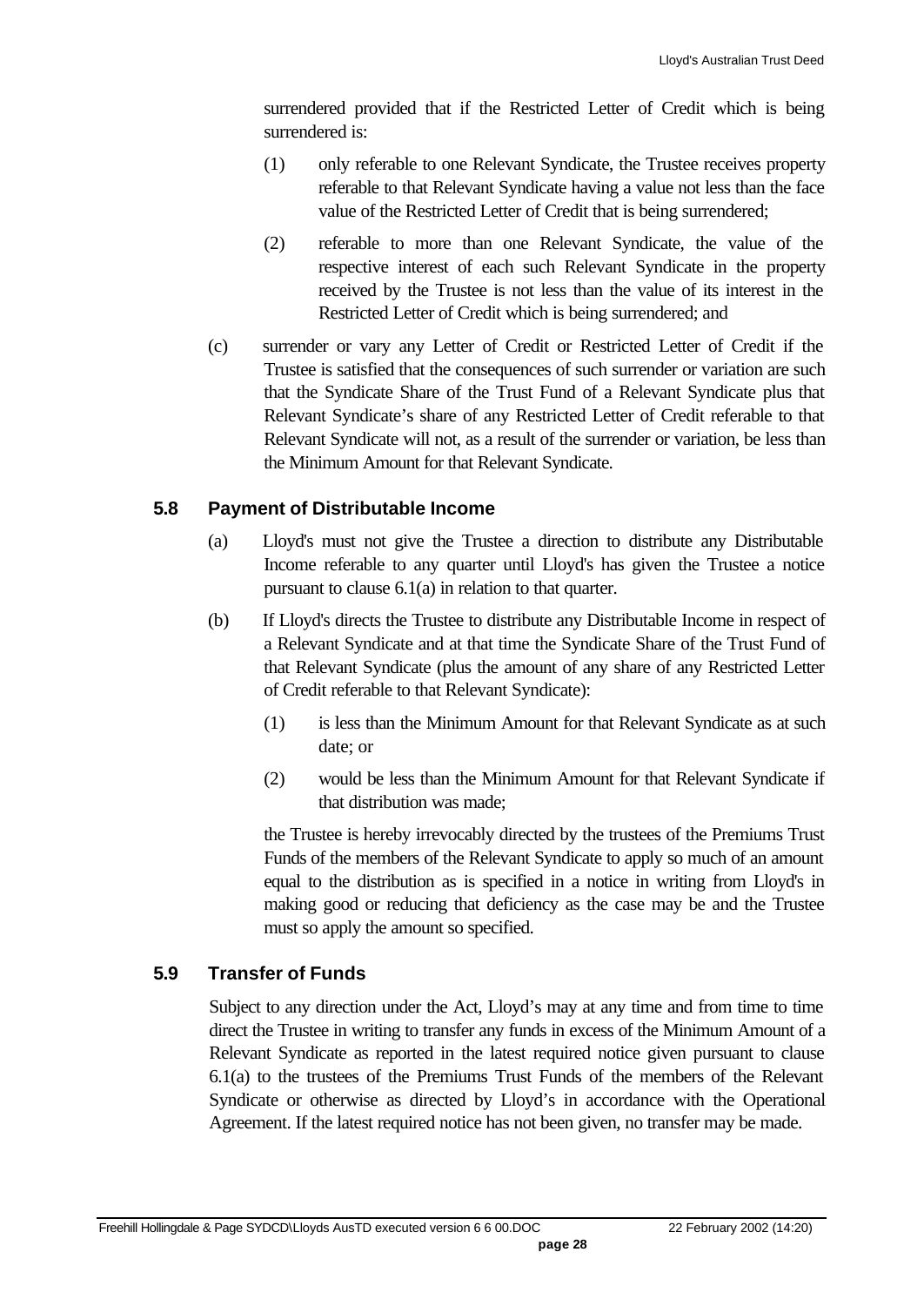surrendered provided that if the Restricted Letter of Credit which is being surrendered is:

(1) only referable to one Relevant Syndicate, the Trustee receives property referable to that Relevant Syndicate having a value not less than the face value of the Restricted Letter of Credit that is being surrendered;

(2) referable to more than one Relevant Syndicate, the value of the respective interest of each such Relevant Syndicate in the property received by the Trustee is not less than the value of its interest in the Restricted Letter of Credit which is being surrendered; and

(c) surrender or vary any Letter of Credit or Restricted Letter of Credit if the Trustee is satisfied that the consequences of such surrender or variation are such that the Syndicate Share of the Trust Fund of a Relevant Syndicate plus that Relevant Syndicate's share of any Restricted Letter of Credit referable to that Relevant Syndicate will not, as a result of the surrender or variation, be less than the Minimum Amount for that Relevant Syndicate.

### 5.8 Payment of Distributable Income

(a) Lloyd's must not give the Trustee a direction to distribute any Distributable Income referable to any quarter until Lloyd's has given the Trustee a notice pursuant to clause 6.1(a) in relation to that quarter.

(b) If Lloyd's directs the Trustee to distribute any Distributable Income in respect of a Relevant Syndicate and at that time the Syndicate Share of the Trust Fund of that Relevant Syndicate (plus the amount of any share of any Restricted Letter of Credit referable to that Relevant Syndicate):

(1) is less than the Minimum Amount for that Relevant Syndicate as at such date; or

(2) would be less than the Minimum Amount for that Relevant Syndicate if that distribution was made;

the Trustee is hereby irrevocably directed by the trustees of the Premiums Trust Funds of the members of the Relevant Syndicate to apply so much of an amount equal to the distribution as is specified in a notice in writing from Lloyd's in making good or reducing that deficiency as the case may be and the Trustee must so apply the amount so specified.

### 5.9 Transfer of Funds

Subject to any direction under the Act, Lloyd's may at any time and from time to time direct the Trustee in writing to transfer any funds in excess of the Minimum Amount of a Relevant Syndicate as reported in the latest required notice given pursuant to clause 6.1(a) to the trustees of the Premiums Trust Funds of the members of the Relevant Syndicate or otherwise as directed by Lloyd's in accordance with the Operational Agreement. If the latest required notice has not been given, no transfer may be made.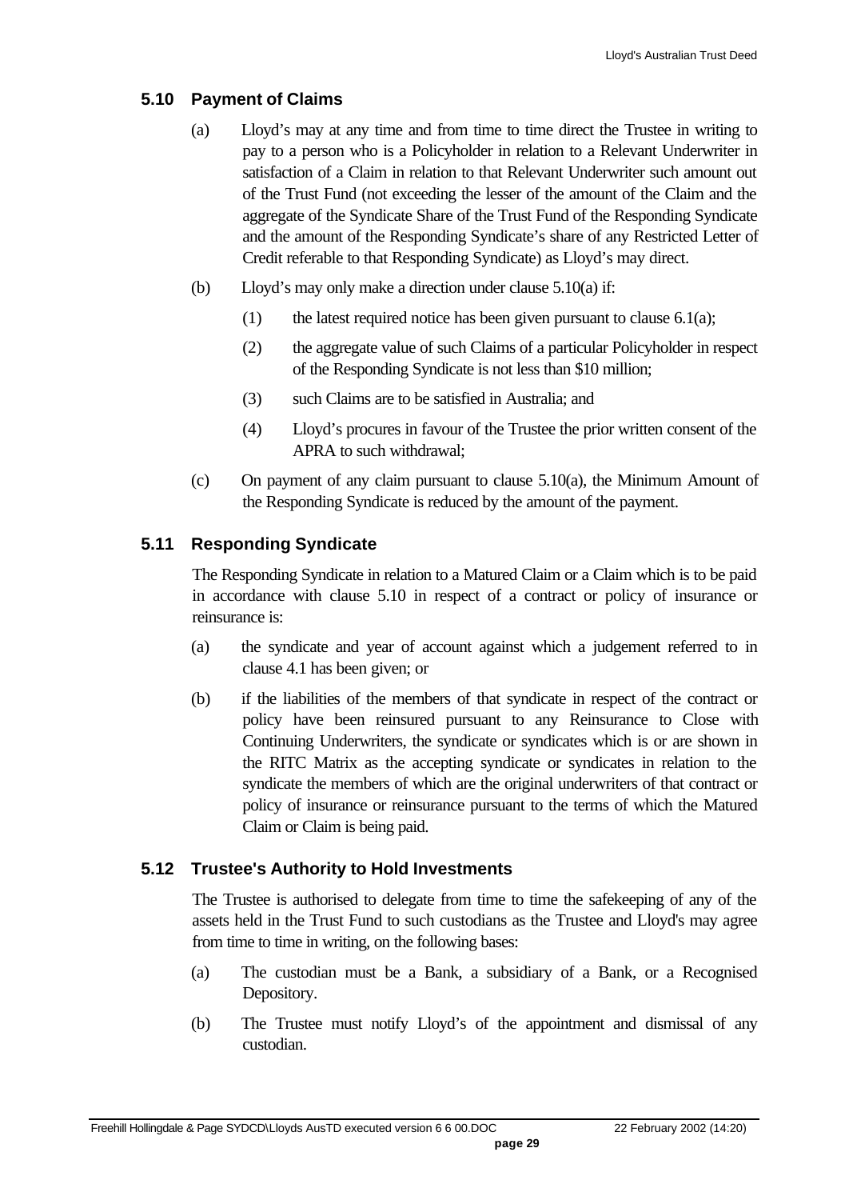### 5.10 Payment of Claims

(a) Lloyd's may at any time and from time to time direct the Trustee in writing to pay to a person who is a Policyholder in relation to a Relevant Underwriter in satisfaction of a Claim in relation to that Relevant Underwriter such amount out of the Trust Fund (not exceeding the lesser of the amount of the Claim and the aggregate of the Syndicate Share of the Trust Fund of the Responding Syndicate and the amount of the Responding Syndicate's share of any Restricted Letter of Credit referable to that Responding Syndicate) as Lloyd's may direct.

(b) Lloyd's may only make a direction under clause 5.10(a) if:

(1) the latest required notice has been given pursuant to clause 6.1(a);

(2) the aggregate value of such Claims of a particular Policyholder in respect of the Responding Syndicate is not less than $10 million;

(3) such Claims are to be satisfied in Australia; and

(4) Lloyd's procures in favour of the Trustee the prior written consent of the APRA to such withdrawal;

(c) On payment of any claim pursuant to clause 5.10(a), the Minimum Amount of the Responding Syndicate is reduced by the amount of the payment.

### 5.11 Responding Syndicate

The Responding Syndicate in relation to a Matured Claim or a Claim which is to be paid in accordance with clause 5.10 in respect of a contract or policy of insurance or reinsurance is:

(a) the syndicate and year of account against which a judgement referred to in clause 4.1 has been given; or

(b) if the liabilities of the members of that syndicate in respect of the contract or policy have been reinsured pursuant to any Reinsurance to Close with Continuing Underwriters, the syndicate or syndicates which is or are shown in the RITC Matrix as the accepting syndicate or syndicates in relation to the syndicate the members of which are the original underwriters of that contract or policy of insurance or reinsurance pursuant to the terms of which the Matured Claim or Claim is being paid.

### 5.12 Trustee's Authority to Hold Investments

The Trustee is authorised to delegate from time to time the safekeeping of any of the assets held in the Trust Fund to such custodians as the Trustee and Lloyd's may agree from time to time in writing, on the following bases:

(a) The custodian must be a Bank, a subsidiary of a Bank, or a Recognised Depository.

(b) The Trustee must notify Lloyd's of the appointment and dismissal of any custodian.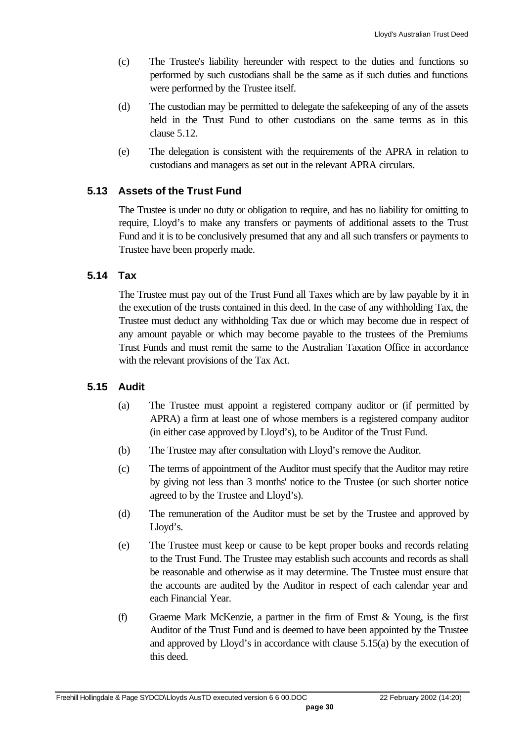(c) The Trustee's liability hereunder with respect to the duties and functions so performed by such custodians shall be the same as if such duties and functions were performed by the Trustee itself.

(d) The custodian may be permitted to delegate the safekeeping of any of the assets held in the Trust Fund to other custodians on the same terms as in this clause 5.12.

(e) The delegation is consistent with the requirements of the APRA in relation to custodians and managers as set out in the relevant APRA circulars.

### 5.13 Assets of the Trust Fund

The Trustee is under no duty or obligation to require, and has no liability for omitting to require, Lloyd's to make any transfers or payments of additional assets to the Trust Fund and it is to be conclusively presumed that any and all such transfers or payments to Trustee have been properly made.

### 5.14 Tax

The Trustee must pay out of the Trust Fund all Taxes which are by law payable by it in the execution of the trusts contained in this deed. In the case of any withholding Tax, the Trustee must deduct any withholding Tax due or which may become due in respect of any amount payable or which may become payable to the trustees of the Premiums Trust Funds and must remit the same to the Australian Taxation Office in accordance with the relevant provisions of the Tax Act.

### 5.15 Audit

(a) The Trustee must appoint a registered company auditor or (if permitted by APRA) a firm at least one of whose members is a registered company auditor (in either case approved by Lloyd's), to be Auditor of the Trust Fund.

(b) The Trustee may after consultation with Lloyd's remove the Auditor.

(c) The terms of appointment of the Auditor must specify that the Auditor may retire by giving not less than 3 months' notice to the Trustee (or such shorter notice agreed to by the Trustee and Lloyd's).

(d) The remuneration of the Auditor must be set by the Trustee and approved by Lloyd's.

(e) The Trustee must keep or cause to be kept proper books and records relating to the Trust Fund. The Trustee may establish such accounts and records as shall be reasonable and otherwise as it may determine. The Trustee must ensure that the accounts are audited by the Auditor in respect of each calendar year and each Financial Year.

(f) Graeme Mark McKenzie, a partner in the firm of Ernst & Young, is the first Auditor of the Trust Fund and is deemed to have been appointed by the Trustee and approved by Lloyd's in accordance with clause 5.15(a) by the execution of this deed.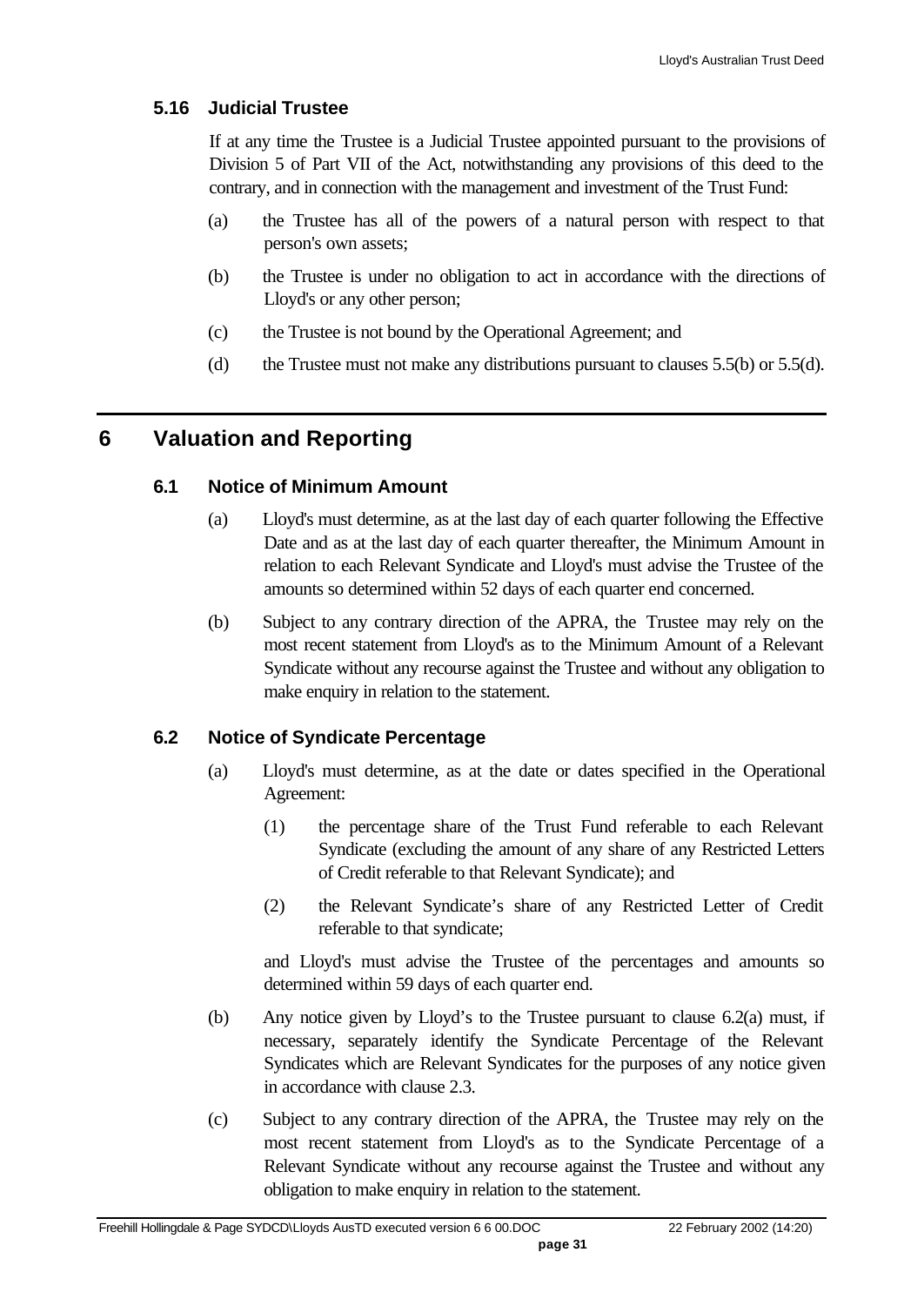### 5.16 Judicial Trustee

If at any time the Trustee is a Judicial Trustee appointed pursuant to the provisions of Division 5 of Part VII of the Act, notwithstanding any provisions of this deed to the contrary, and in connection with the management and investment of the Trust Fund:

(a) the Trustee has all of the powers of a natural person with respect to that person's own assets;

(b) the Trustee is under no obligation to act in accordance with the directions of Lloyd's or any other person;

(c) the Trustee is not bound by the Operational Agreement; and

(d) the Trustee must not make any distributions pursuant to clauses 5.5(b) or 5.5(d).

## 6 Valuation and Reporting

### 6.1 Notice of Minimum Amount

(a) Lloyd's must determine, as at the last day of each quarter following the Effective Date and as at the last day of each quarter thereafter, the Minimum Amount in relation to each Relevant Syndicate and Lloyd's must advise the Trustee of the amounts so determined within 52 days of each quarter end concerned.

(b) Subject to any contrary direction of the APRA, the Trustee may rely on the most recent statement from Lloyd's as to the Minimum Amount of a Relevant Syndicate without any recourse against the Trustee and without any obligation to make enquiry in relation to the statement.

### 6.2 Notice of Syndicate Percentage

(a) Lloyd's must determine, as at the date or dates specified in the Operational Agreement:

(1) the percentage share of the Trust Fund referable to each Relevant Syndicate (excluding the amount of any share of any Restricted Letters of Credit referable to that Relevant Syndicate); and

(2) the Relevant Syndicate's share of any Restricted Letter of Credit referable to that syndicate;

and Lloyd's must advise the Trustee of the percentages and amounts so determined within 59 days of each quarter end.

(b) Any notice given by Lloyd's to the Trustee pursuant to clause 6.2(a) must, if necessary, separately identify the Syndicate Percentage of the Relevant Syndicates which are Relevant Syndicates for the purposes of any notice given in accordance with clause 2.3.

(c) Subject to any contrary direction of the APRA, the Trustee may rely on the most recent statement from Lloyd's as to the Syndicate Percentage of a Relevant Syndicate without any recourse against the Trustee and without any obligation to make enquiry in relation to the statement.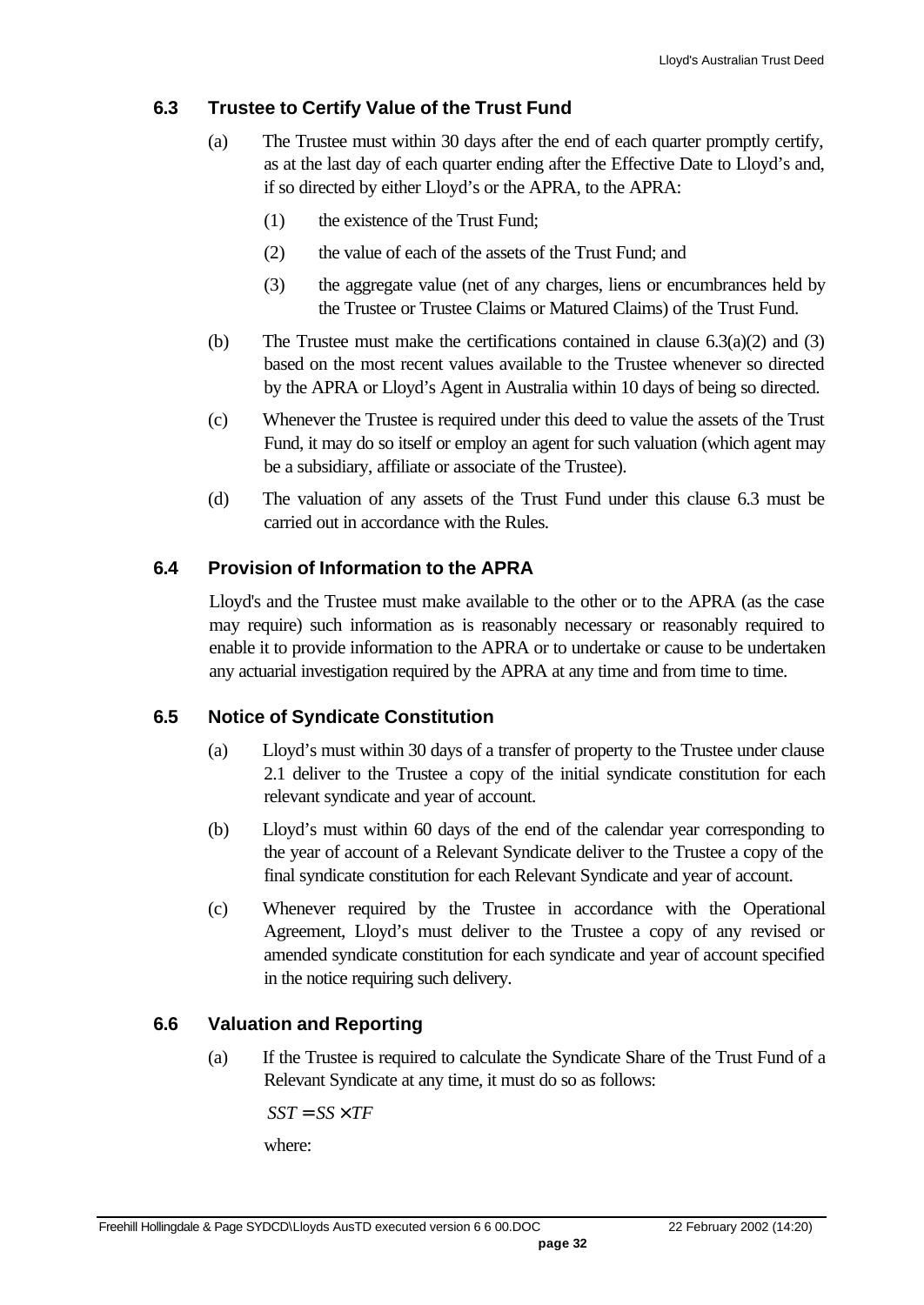### 6.3 Trustee to Certify Value of the Trust Fund

(a) The Trustee must within 30 days after the end of each quarter promptly certify, as at the last day of each quarter ending after the Effective Date to Lloyd's and, if so directed by either Lloyd's or the APRA, to the APRA:

(1) the existence of the Trust Fund;

(2) the value of each of the assets of the Trust Fund; and

(3) the aggregate value (net of any charges, liens or encumbrances held by the Trustee or Trustee Claims or Matured Claims) of the Trust Fund.

(b) The Trustee must make the certifications contained in clause 6.3(a)(2) and (3) based on the most recent values available to the Trustee whenever so directed by the APRA or Lloyd's Agent in Australia within 10 days of being so directed.

(c) Whenever the Trustee is required under this deed to value the assets of the Trust Fund, it may do so itself or employ an agent for such valuation (which agent may be a subsidiary, affiliate or associate of the Trustee).

(d) The valuation of any assets of the Trust Fund under this clause 6.3 must be carried out in accordance with the Rules.

### 6.4 Provision of Information to the APRA

Lloyd's and the Trustee must make available to the other or to the APRA (as the case may require) such information as is reasonably necessary or reasonably required to enable it to provide information to the APRA or to undertake or cause to be undertaken any actuarial investigation required by the APRA at any time and from time to time.

### 6.5 Notice of Syndicate Constitution

(a) Lloyd's must within 30 days of a transfer of property to the Trustee under clause 2.1 deliver to the Trustee a copy of the initial syndicate constitution for each relevant syndicate and year of account.

(b) Lloyd's must within 60 days of the end of the calendar year corresponding to the year of account of a Relevant Syndicate deliver to the Trustee a copy of the final syndicate constitution for each Relevant Syndicate and year of account.

(c) Whenever required by the Trustee in accordance with the Operational Agreement, Lloyd's must deliver to the Trustee a copy of any revised or amended syndicate constitution for each syndicate and year of account specified in the notice requiring such delivery.

### 6.6 Valuation and Reporting

(a) If the Trustee is required to calculate the Syndicate Share of the Trust Fund of a Relevant Syndicate at any time, it must do so as follows:

$$SST = SS \times TF$$

where: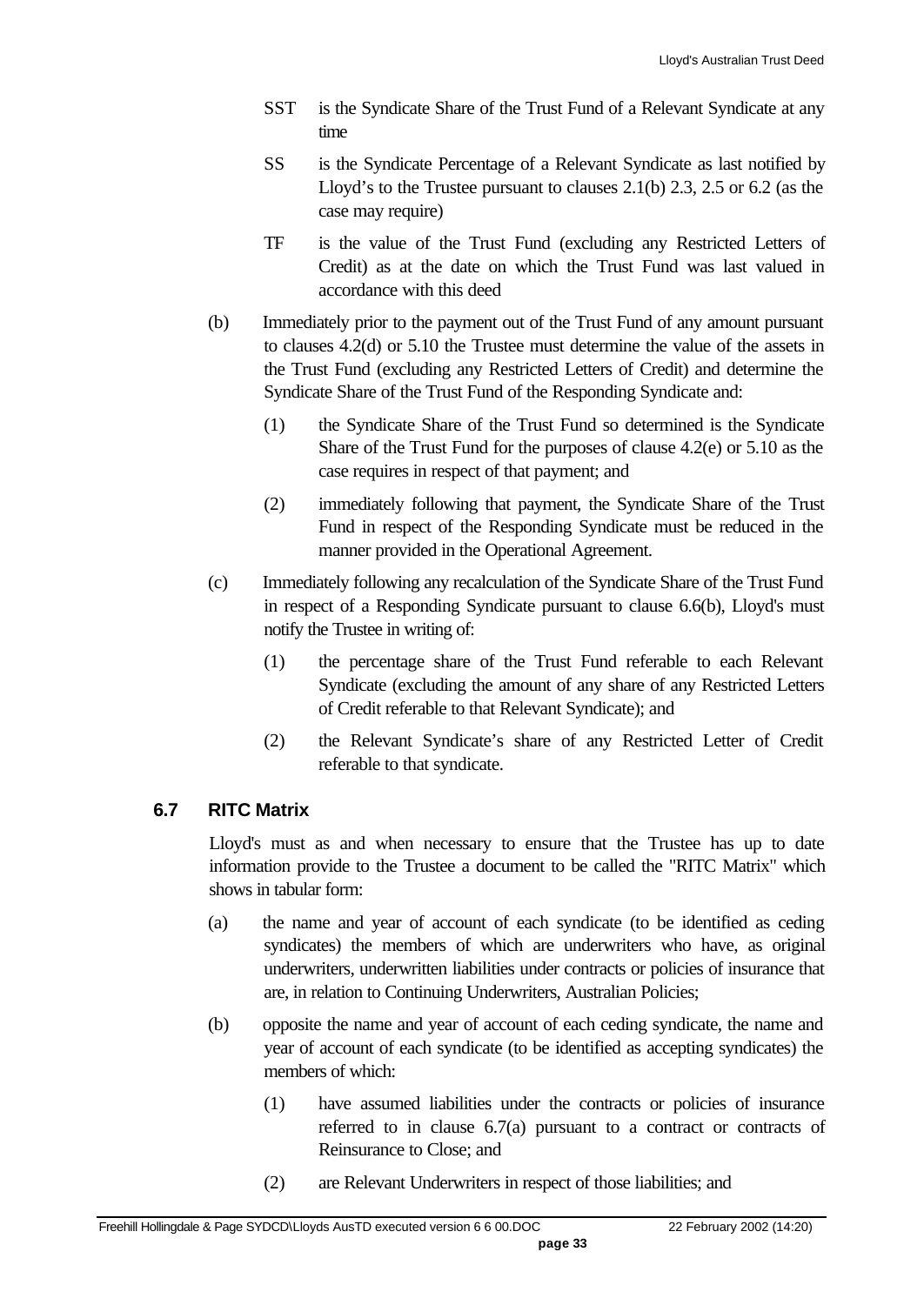SST is the Syndicate Share of the Trust Fund of a Relevant Syndicate at any time

SS is the Syndicate Percentage of a Relevant Syndicate as last notified by Lloyd's to the Trustee pursuant to clauses 2.1(b) 2.3, 2.5 or 6.2 (as the case may require)

TF is the value of the Trust Fund (excluding any Restricted Letters of Credit) as at the date on which the Trust Fund was last valued in accordance with this deed

(b) Immediately prior to the payment out of the Trust Fund of any amount pursuant to clauses 4.2(d) or 5.10 the Trustee must determine the value of the assets in the Trust Fund (excluding any Restricted Letters of Credit) and determine the Syndicate Share of the Trust Fund of the Responding Syndicate and:

(1) the Syndicate Share of the Trust Fund so determined is the Syndicate Share of the Trust Fund for the purposes of clause 4.2(e) or 5.10 as the case requires in respect of that payment; and

(2) immediately following that payment, the Syndicate Share of the Trust Fund in respect of the Responding Syndicate must be reduced in the manner provided in the Operational Agreement.

(c) Immediately following any recalculation of the Syndicate Share of the Trust Fund in respect of a Responding Syndicate pursuant to clause 6.6(b), Lloyd's must notify the Trustee in writing of:

(1) the percentage share of the Trust Fund referable to each Relevant Syndicate (excluding the amount of any share of any Restricted Letters of Credit referable to that Relevant Syndicate); and

(2) the Relevant Syndicate's share of any Restricted Letter of Credit referable to that syndicate.

### 6.7 RITC Matrix

Lloyd's must as and when necessary to ensure that the Trustee has up to date information provide to the Trustee a document to be called the "RITC Matrix" which shows in tabular form:

(a) the name and year of account of each syndicate (to be identified as ceding syndicates) the members of which are underwriters who have, as original underwriters, underwritten liabilities under contracts or policies of insurance that are, in relation to Continuing Underwriters, Australian Policies;

(b) opposite the name and year of account of each ceding syndicate, the name and year of account of each syndicate (to be identified as accepting syndicates) the members of which:

(1) have assumed liabilities under the contracts or policies of insurance referred to in clause 6.7(a) pursuant to a contract or contracts of Reinsurance to Close; and

(2) are Relevant Underwriters in respect of those liabilities; and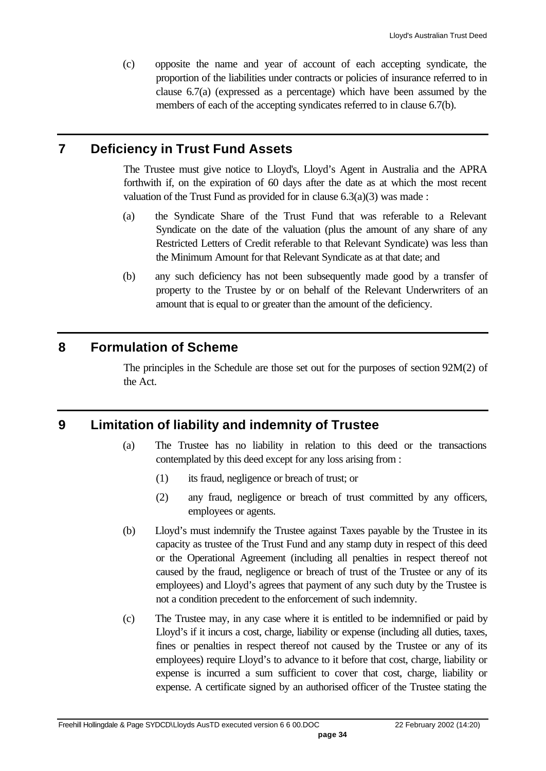(c) opposite the name and year of account of each accepting syndicate, the proportion of the liabilities under contracts or policies of insurance referred to in clause 6.7(a) (expressed as a percentage) which have been assumed by the members of each of the accepting syndicates referred to in clause 6.7(b).

## 7 Deficiency in Trust Fund Assets

The Trustee must give notice to Lloyd's, Lloyd's Agent in Australia and the APRA forthwith if, on the expiration of 60 days after the date as at which the most recent valuation of the Trust Fund as provided for in clause 6.3(a)(3) was made :

(a) the Syndicate Share of the Trust Fund that was referable to a Relevant Syndicate on the date of the valuation (plus the amount of any share of any Restricted Letters of Credit referable to that Relevant Syndicate) was less than the Minimum Amount for that Relevant Syndicate as at that date; and

(b) any such deficiency has not been subsequently made good by a transfer of property to the Trustee by or on behalf of the Relevant Underwriters of an amount that is equal to or greater than the amount of the deficiency.

## 8 Formulation of Scheme

The principles in the Schedule are those set out for the purposes of section 92M(2) of the Act.

## 9 Limitation of liability and indemnity of Trustee

(a) The Trustee has no liability in relation to this deed or the transactions contemplated by this deed except for any loss arising from :

(1) its fraud, negligence or breach of trust; or

(2) any fraud, negligence or breach of trust committed by any officers, employees or agents.

(b) Lloyd's must indemnify the Trustee against Taxes payable by the Trustee in its capacity as trustee of the Trust Fund and any stamp duty in respect of this deed or the Operational Agreement (including all penalties in respect thereof not caused by the fraud, negligence or breach of trust of the Trustee or any of its employees) and Lloyd's agrees that payment of any such duty by the Trustee is not a condition precedent to the enforcement of such indemnity.

(c) The Trustee may, in any case where it is entitled to be indemnified or paid by Lloyd's if it incurs a cost, charge, liability or expense (including all duties, taxes, fines or penalties in respect thereof not caused by the Trustee or any of its employees) require Lloyd's to advance to it before that cost, charge, liability or expense is incurred a sum sufficient to cover that cost, charge, liability or expense. A certificate signed by an authorised officer of the Trustee stating the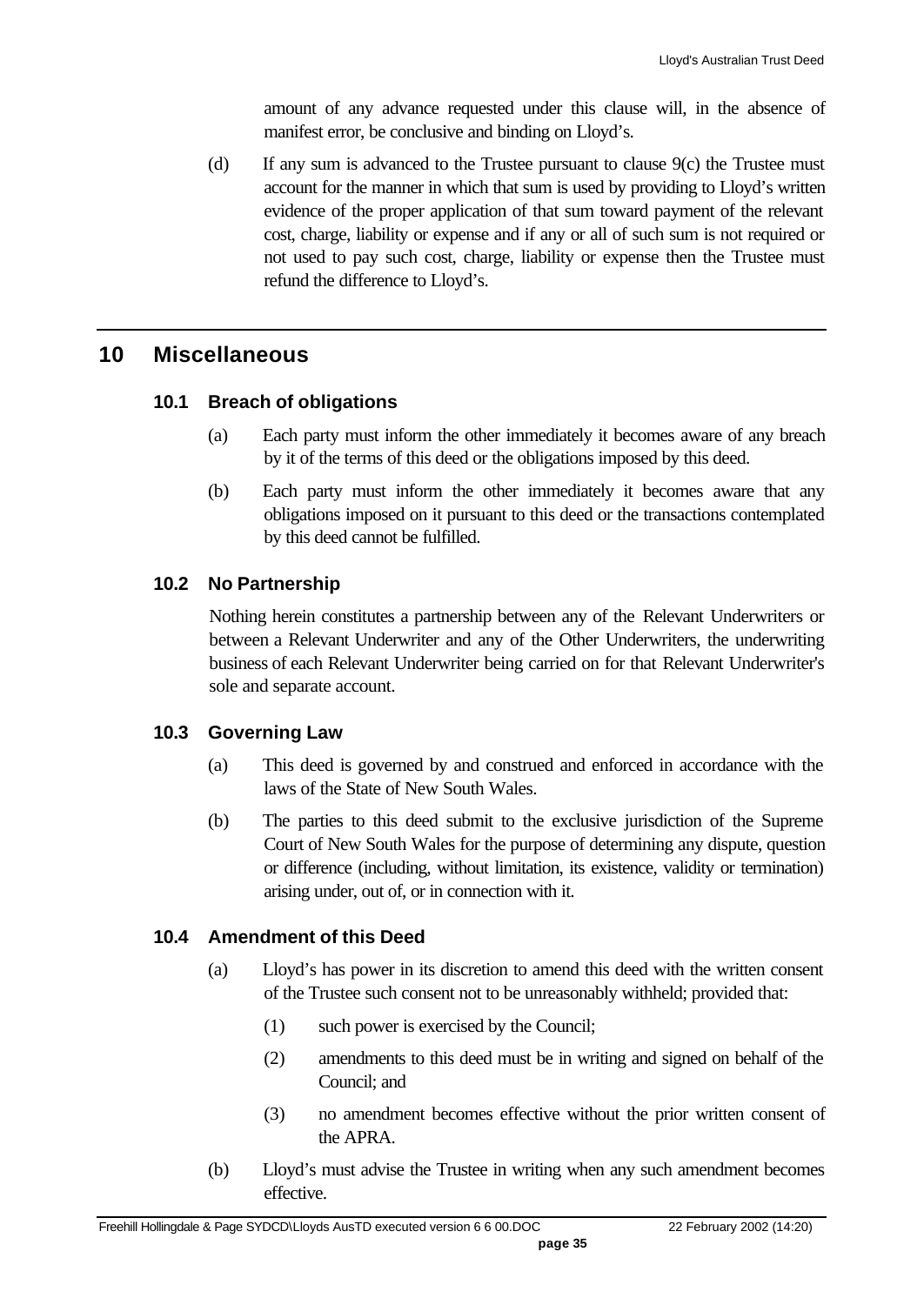amount of any advance requested under this clause will, in the absence of manifest error, be conclusive and binding on Lloyd's.

(d) If any sum is advanced to the Trustee pursuant to clause 9(c) the Trustee must account for the manner in which that sum is used by providing to Lloyd's written evidence of the proper application of that sum toward payment of the relevant cost, charge, liability or expense and if any or all of such sum is not required or not used to pay such cost, charge, liability or expense then the Trustee must refund the difference to Lloyd's.

# 10 Miscellaneous

## 10.1 Breach of obligations

(a) Each party must inform the other immediately it becomes aware of any breach by it of the terms of this deed or the obligations imposed by this deed.

(b) Each party must inform the other immediately it becomes aware that any obligations imposed on it pursuant to this deed or the transactions contemplated by this deed cannot be fulfilled.

## 10.2 No Partnership

Nothing herein constitutes a partnership between any of the Relevant Underwriters or between a Relevant Underwriter and any of the Other Underwriters, the underwriting business of each Relevant Underwriter being carried on for that Relevant Underwriter's sole and separate account.

## 10.3 Governing Law

(a) This deed is governed by and construed and enforced in accordance with the laws of the State of New South Wales.

(b) The parties to this deed submit to the exclusive jurisdiction of the Supreme Court of New South Wales for the purpose of determining any dispute, question or difference (including, without limitation, its existence, validity or termination) arising under, out of, or in connection with it.

## 10.4 Amendment of this Deed

(a) Lloyd's has power in its discretion to amend this deed with the written consent of the Trustee such consent not to be unreasonably withheld; provided that:

(1) such power is exercised by the Council;

(2) amendments to this deed must be in writing and signed on behalf of the Council; and

(3) no amendment becomes effective without the prior written consent of the APRA.

(b) Lloyd's must advise the Trustee in writing when any such amendment becomes effective.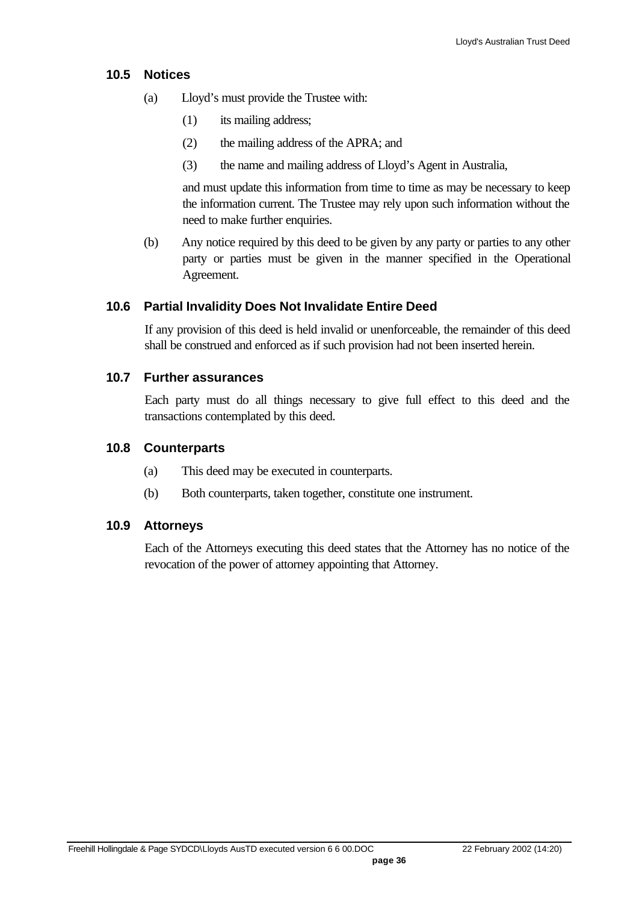### 10.5 Notices

(a) Lloyd's must provide the Trustee with:

(1) its mailing address;

(2) the mailing address of the APRA; and

(3) the name and mailing address of Lloyd's Agent in Australia,

and must update this information from time to time as may be necessary to keep the information current. The Trustee may rely upon such information without the need to make further enquiries.

(b) Any notice required by this deed to be given by any party or parties to any other party or parties must be given in the manner specified in the Operational Agreement.

### 10.6 Partial Invalidity Does Not Invalidate Entire Deed

If any provision of this deed is held invalid or unenforceable, the remainder of this deed shall be construed and enforced as if such provision had not been inserted herein.

### 10.7 Further assurances

Each party must do all things necessary to give full effect to this deed and the transactions contemplated by this deed.

### 10.8 Counterparts

(a) This deed may be executed in counterparts.

(b) Both counterparts, taken together, constitute one instrument.

### 10.9 Attorneys

Each of the Attorneys executing this deed states that the Attorney has no notice of the revocation of the power of attorney appointing that Attorney.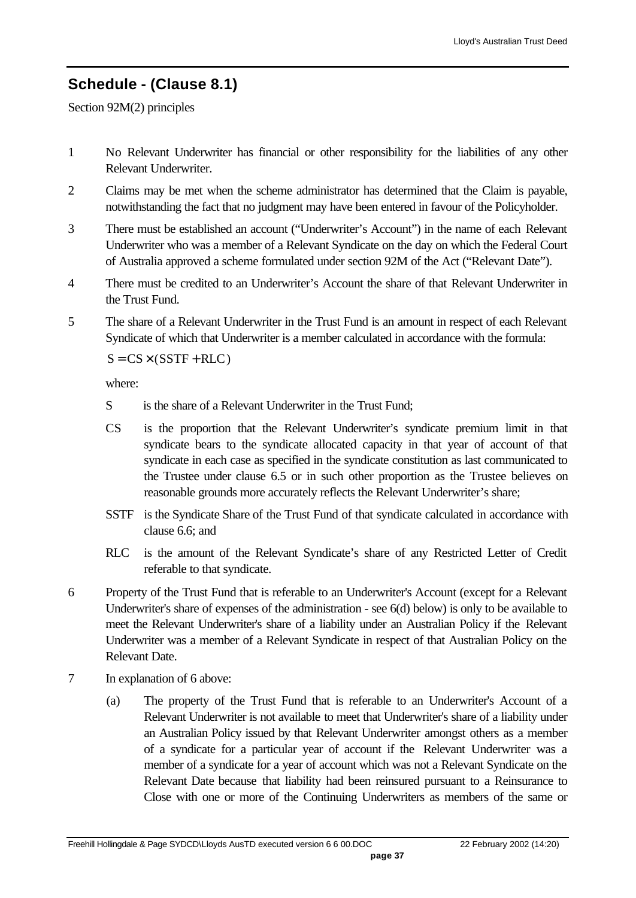## Schedule - (Clause 8.1)

Section 92M(2) principles

1 No Relevant Underwriter has financial or other responsibility for the liabilities of any other Relevant Underwriter.

2 Claims may be met when the scheme administrator has determined that the Claim is payable, notwithstanding the fact that no judgment may have been entered in favour of the Policyholder.

3 There must be established an account ("Underwriter's Account") in the name of each Relevant Underwriter who was a member of a Relevant Syndicate on the day on which the Federal Court of Australia approved a scheme formulated under section 92M of the Act ("Relevant Date").

4 There must be credited to an Underwriter's Account the share of that Relevant Underwriter in the Trust Fund.

5 The share of a Relevant Underwriter in the Trust Fund is an amount in respect of each Relevant Syndicate of which that Underwriter is a member calculated in accordance with the formula:

$$S = CS \times (SSTF + RLC)$$

where:

- S is the share of a Relevant Underwriter in the Trust Fund;
- CS is the proportion that the Relevant Underwriter's syndicate premium limit in that syndicate bears to the syndicate allocated capacity in that year of account of that syndicate in each case as specified in the syndicate constitution as last communicated to the Trustee under clause 6.5 or in such other proportion as the Trustee believes on reasonable grounds more accurately reflects the Relevant Underwriter's share;
- SSTF is the Syndicate Share of the Trust Fund of that syndicate calculated in accordance with clause 6.6; and
- RLC is the amount of the Relevant Syndicate's share of any Restricted Letter of Credit referable to that syndicate.

6 Property of the Trust Fund that is referable to an Underwriter's Account (except for a Relevant Underwriter's share of expenses of the administration - see 6(d) below) is only to be available to meet the Relevant Underwriter's share of a liability under an Australian Policy if the Relevant Underwriter was a member of a Relevant Syndicate in respect of that Australian Policy on the Relevant Date.

7 In explanation of 6 above:

(a) The property of the Trust Fund that is referable to an Underwriter's Account of a Relevant Underwriter is not available to meet that Underwriter's share of a liability under an Australian Policy issued by that Relevant Underwriter amongst others as a member of a syndicate for a particular year of account if the Relevant Underwriter was a member of a syndicate for a year of account which was not a Relevant Syndicate on the Relevant Date because that liability had been reinsured pursuant to a Reinsurance to Close with one or more of the Continuing Underwriters as members of the same or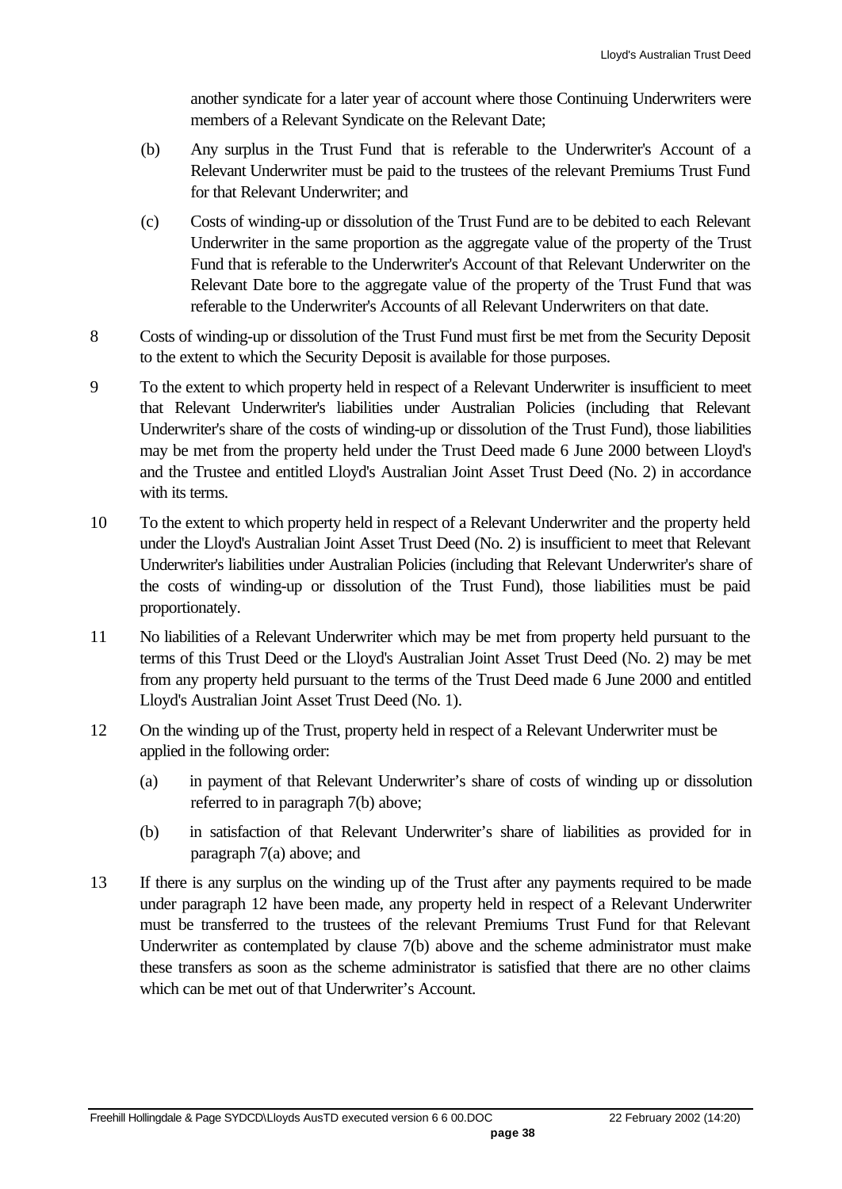another syndicate for a later year of account where those Continuing Underwriters were members of a Relevant Syndicate on the Relevant Date;

(b) Any surplus in the Trust Fund that is referable to the Underwriter's Account of a Relevant Underwriter must be paid to the trustees of the relevant Premiums Trust Fund for that Relevant Underwriter; and

(c) Costs of winding-up or dissolution of the Trust Fund are to be debited to each Relevant Underwriter in the same proportion as the aggregate value of the property of the Trust Fund that is referable to the Underwriter's Account of that Relevant Underwriter on the Relevant Date bore to the aggregate value of the property of the Trust Fund that was referable to the Underwriter's Accounts of all Relevant Underwriters on that date.

8 Costs of winding-up or dissolution of the Trust Fund must first be met from the Security Deposit to the extent to which the Security Deposit is available for those purposes.

9 To the extent to which property held in respect of a Relevant Underwriter is insufficient to meet that Relevant Underwriter's liabilities under Australian Policies (including that Relevant Underwriter's share of the costs of winding-up or dissolution of the Trust Fund), those liabilities may be met from the property held under the Trust Deed made 6 June 2000 between Lloyd's and the Trustee and entitled Lloyd's Australian Joint Asset Trust Deed (No. 2) in accordance with its terms.

10 To the extent to which property held in respect of a Relevant Underwriter and the property held under the Lloyd's Australian Joint Asset Trust Deed (No. 2) is insufficient to meet that Relevant Underwriter's liabilities under Australian Policies (including that Relevant Underwriter's share of the costs of winding-up or dissolution of the Trust Fund), those liabilities must be paid proportionately.

11 No liabilities of a Relevant Underwriter which may be met from property held pursuant to the terms of this Trust Deed or the Lloyd's Australian Joint Asset Trust Deed (No. 2) may be met from any property held pursuant to the terms of the Trust Deed made 6 June 2000 and entitled Lloyd's Australian Joint Asset Trust Deed (No. 1).

12 On the winding up of the Trust, property held in respect of a Relevant Underwriter must be applied in the following order:

(a) in payment of that Relevant Underwriter's share of costs of winding up or dissolution referred to in paragraph 7(b) above;

(b) in satisfaction of that Relevant Underwriter's share of liabilities as provided for in paragraph 7(a) above; and

13 If there is any surplus on the winding up of the Trust after any payments required to be made under paragraph 12 have been made, any property held in respect of a Relevant Underwriter must be transferred to the trustees of the relevant Premiums Trust Fund for that Relevant Underwriter as contemplated by clause 7(b) above and the scheme administrator must make these transfers as soon as the scheme administrator is satisfied that there are no other claims which can be met out of that Underwriter's Account.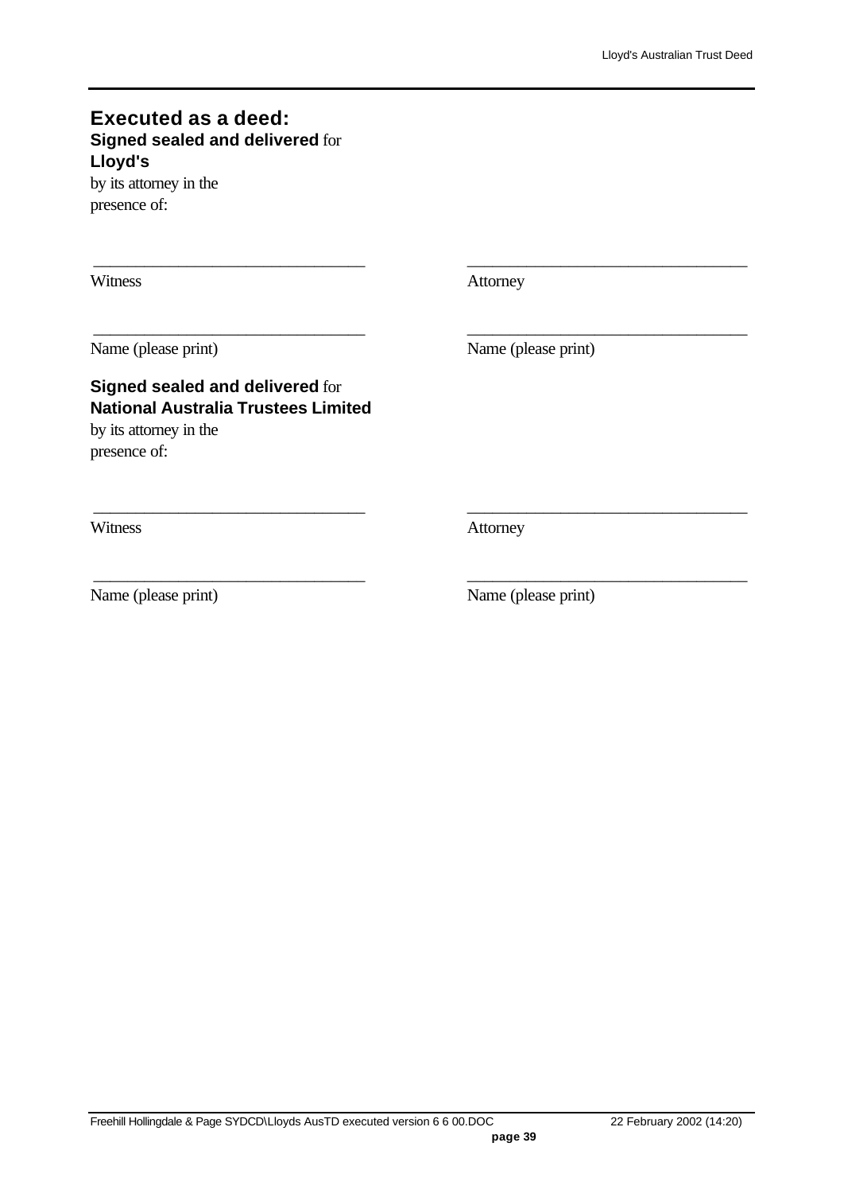## Executed as a deed:

**Signed sealed and delivered** for
**Lloyd's**
by its attorney in the
presence of:

| | |
|---|---|
| ______________________________ | ______________________________ |
| Witness | Attorney |
| ______________________________ | ______________________________ |
| Name (please print) | Name (please print) |

**Signed sealed and delivered** for
**National Australia Trustees Limited**
by its attorney in the
presence of:

| | |
|---|---|
| ______________________________ | ______________________________ |
| Witness | Attorney |
| ______________________________ | ______________________________ |
| Name (please print) | Name (please print) |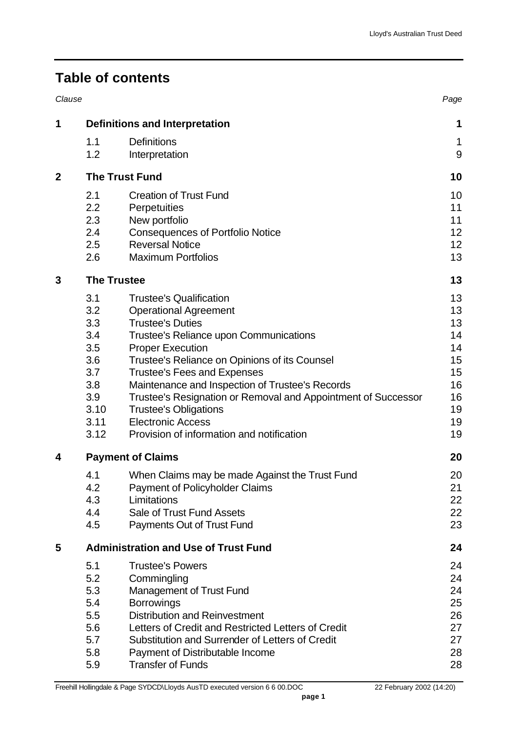# Table of contents

| Clause | | | Page |
|---|---|---|---|
| **1** | **Definitions and Interpretation** | | **1** |
| | 1.1 | Definitions | 1 |
| | 1.2 | Interpretation | 9 |
| **2** | **The Trust Fund** | | **10** |
| | 2.1 | Creation of Trust Fund | 10 |
| | 2.2 | Perpetuities | 11 |
| | 2.3 | New portfolio | 11 |
| | 2.4 | Consequences of Portfolio Notice | 12 |
| | 2.5 | Reversal Notice | 12 |
| | 2.6 | Maximum Portfolios | 13 |
| **3** | **The Trustee** | | **13** |
| | 3.1 | Trustee's Qualification | 13 |
| | 3.2 | Operational Agreement | 13 |
| | 3.3 | Trustee's Duties | 13 |
| | 3.4 | Trustee's Reliance upon Communications | 14 |
| | 3.5 | Proper Execution | 14 |
| | 3.6 | Trustee's Reliance on Opinions of its Counsel | 15 |
| | 3.7 | Trustee's Fees and Expenses | 15 |
| | 3.8 | Maintenance and Inspection of Trustee's Records | 16 |
| | 3.9 | Trustee's Resignation or Removal and Appointment of Successor | 16 |
| | 3.10 | Trustee's Obligations | 19 |
| | 3.11 | Electronic Access | 19 |
| | 3.12 | Provision of information and notification | 19 |
| **4** | **Payment of Claims** | | **20** |
| | 4.1 | When Claims may be made Against the Trust Fund | 20 |
| | 4.2 | Payment of Policyholder Claims | 21 |
| | 4.3 | Limitations | 22 |
| | 4.4 | Sale of Trust Fund Assets | 22 |
| | 4.5 | Payments Out of Trust Fund | 23 |
| **5** | **Administration and Use of Trust Fund** | | **24** |
| | 5.1 | Trustee's Powers | 24 |
| | 5.2 | Commingling | 24 |
| | 5.3 | Management of Trust Fund | 24 |
| | 5.4 | Borrowings | 25 |
| | 5.5 | Distribution and Reinvestment | 26 |
| | 5.6 | Letters of Credit and Restricted Letters of Credit | 27 |
| | 5.7 | Substitution and Surrender of Letters of Credit | 27 |
| | 5.8 | Payment of Distributable Income | 28 |
| | 5.9 | Transfer of Funds | 28 |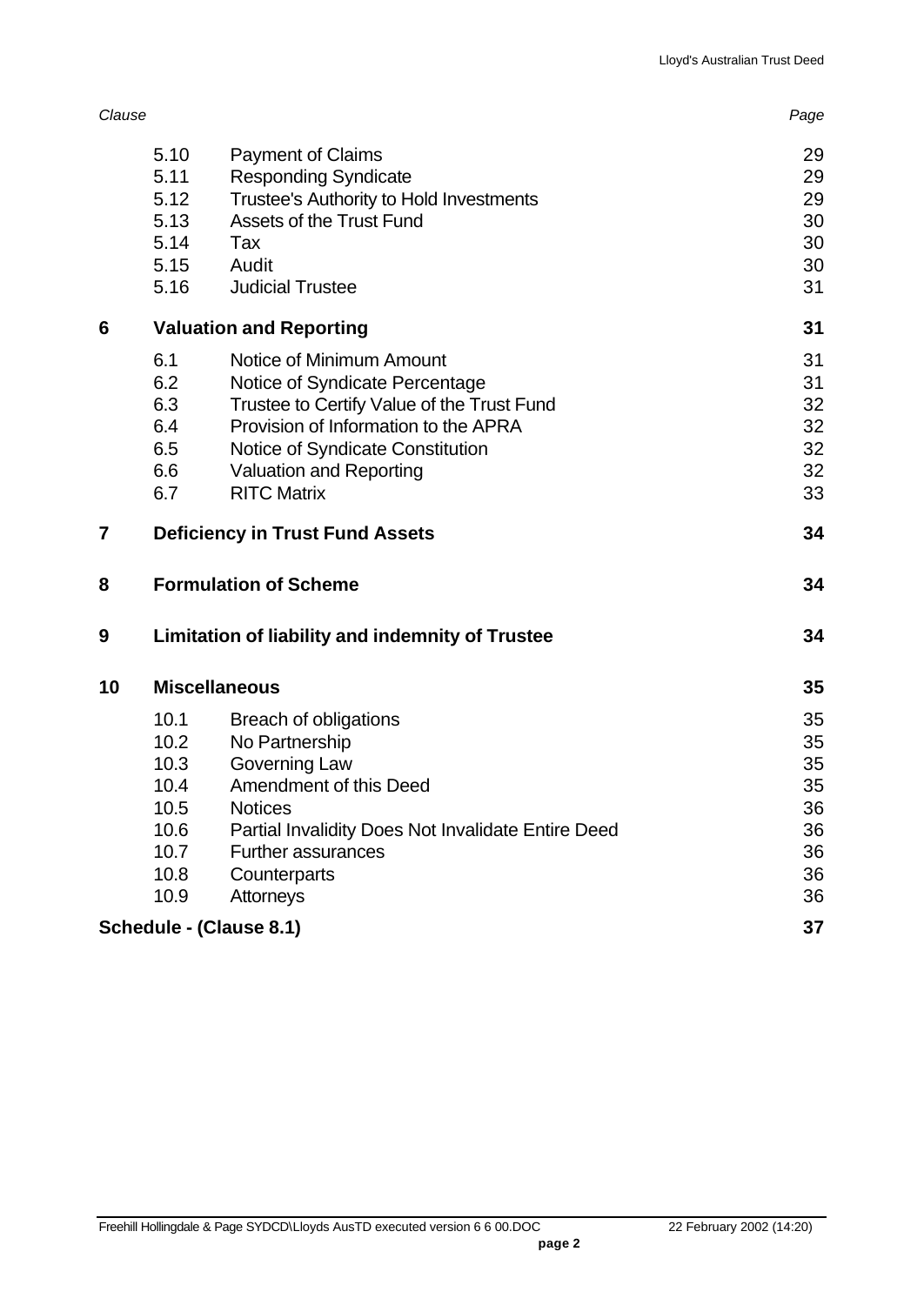| Clause | | | Page |
|---|---|---|---|
| | 5.10 | Payment of Claims | 29 |
| | 5.11 | Responding Syndicate | 29 |
| | 5.12 | Trustee's Authority to Hold Investments | 29 |
| | 5.13 | Assets of the Trust Fund | 30 |
| | 5.14 | Tax | 30 |
| | 5.15 | Audit | 30 |
| | 5.16 | Judicial Trustee | 31 |
| **6** | **Valuation and Reporting** | | **31** |
| | 6.1 | Notice of Minimum Amount | 31 |
| | 6.2 | Notice of Syndicate Percentage | 31 |
| | 6.3 | Trustee to Certify Value of the Trust Fund | 32 |
| | 6.4 | Provision of Information to the APRA | 32 |
| | 6.5 | Notice of Syndicate Constitution | 32 |
| | 6.6 | Valuation and Reporting | 32 |
| | 6.7 | RITC Matrix | 33 |
| **7** | **Deficiency in Trust Fund Assets** | | **34** |
| **8** | **Formulation of Scheme** | | **34** |
| **9** | **Limitation of liability and indemnity of Trustee** | | **34** |
| **10** | **Miscellaneous** | | **35** |
| | 10.1 | Breach of obligations | 35 |
| | 10.2 | No Partnership | 35 |
| | 10.3 | Governing Law | 35 |
| | 10.4 | Amendment of this Deed | 35 |
| | 10.5 | Notices | 36 |
| | 10.6 | Partial Invalidity Does Not Invalidate Entire Deed | 36 |
| | 10.7 | Further assurances | 36 |
| | 10.8 | Counterparts | 36 |
| | 10.9 | Attorneys | 36 |
| **Schedule - (Clause 8.1)** | | | **37** |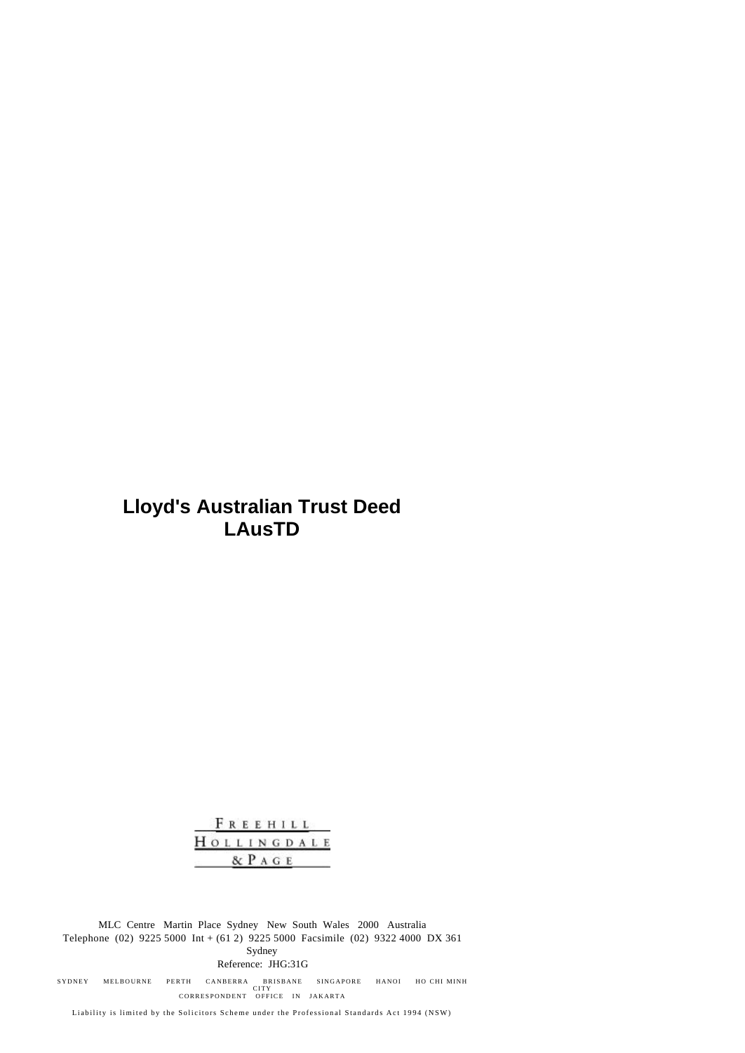# Lloyd's Australian Trust Deed
# LAusTD

FREEHILL
HOLLINGDALE
& PAGE

MLC Centre Martin Place Sydney New South Wales 2000 Australia
Telephone (02) 9225 5000 Int + (61 2) 9225 5000 Facsimile (02) 9322 4000 DX 361 Sydney
Reference: JHG:31G

SYDNEY MELBOURNE PERTH CANBERRA BRISBANE SINGAPORE HANOI HO CHI MINH CITY
CORRESPONDENT OFFICE IN JAKARTA

Liability is limited by the Solicitors Scheme under the Professional Standards Act 1994 (NSW)